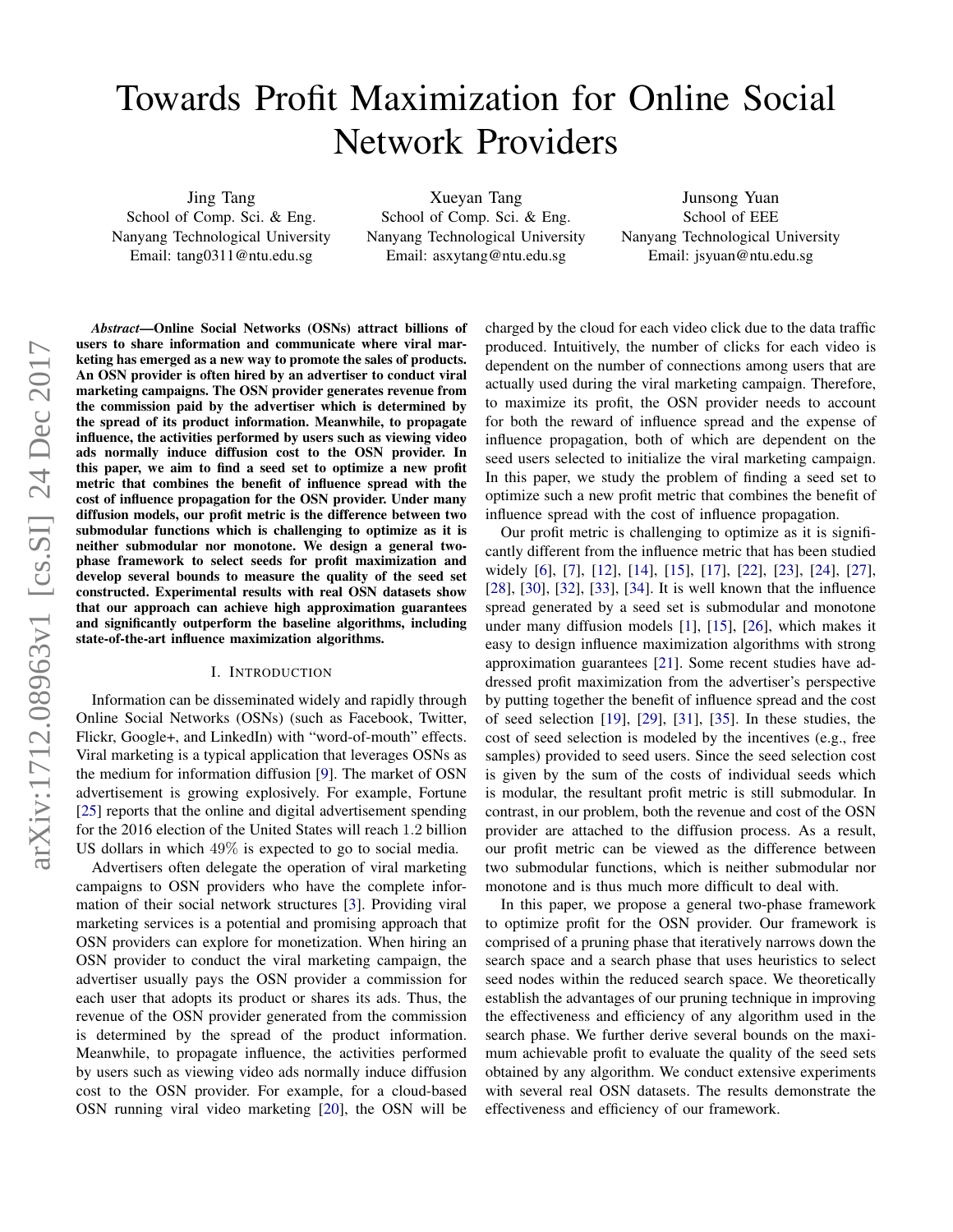# Towards Profit Maximization for Online Social Network Providers

Jing Tang
School of Comp. Sci. & Eng.
Nanyang Technological University
Email: tang0311@ntu.edu.sg

Xueyan Tang
School of Comp. Sci. & Eng.
Nanyang Technological University
Email: asxytang@ntu.edu.sg

Junsong Yuan
School of EEE
Nanyang Technological University
Email: jsyuan@ntu.edu.sg

***Abstract*—Online Social Networks (OSNs) attract billions of users to share information and communicate where viral marketing has emerged as a new way to promote the sales of products. An OSN provider is often hired by an advertiser to conduct viral marketing campaigns. The OSN provider generates revenue from the commission paid by the advertiser which is determined by the spread of its product information. Meanwhile, to propagate influence, the activities performed by users such as viewing video ads normally induce diffusion cost to the OSN provider. In this paper, we aim to find a seed set to optimize a new profit metric that combines the benefit of influence spread with the cost of influence propagation for the OSN provider. Under many diffusion models, our profit metric is the difference between two submodular functions which is challenging to optimize as it is neither submodular nor monotone. We design a general two-phase framework to select seeds for profit maximization and develop several bounds to measure the quality of the seed set constructed. Experimental results with real OSN datasets show that our approach can achieve high approximation guarantees and significantly outperform the baseline algorithms, including state-of-the-art influence maximization algorithms.**

## I. Introduction

Information can be disseminated widely and rapidly through Online Social Networks (OSNs) (such as Facebook, Twitter, Flickr, Google+, and LinkedIn) with "word-of-mouth" effects. Viral marketing is a typical application that leverages OSNs as the medium for information diffusion [9]. The market of OSN advertisement is growing explosively. For example, Fortune [25] reports that the online and digital advertisement spending for the 2016 election of the United States will reach 1.2 billion US dollars in which 49% is expected to go to social media.

Advertisers often delegate the operation of viral marketing campaigns to OSN providers who have the complete information of their social network structures [3]. Providing viral marketing services is a potential and promising approach that OSN providers can explore for monetization. When hiring an OSN provider to conduct the viral marketing campaign, the advertiser usually pays the OSN provider a commission for each user that adopts its product or shares its ads. Thus, the revenue of the OSN provider generated from the commission is determined by the spread of the product information. Meanwhile, to propagate influence, the activities performed by users such as viewing video ads normally induce diffusion cost to the OSN provider. For example, for a cloud-based OSN running viral video marketing [20], the OSN will be charged by the cloud for each video click due to the data traffic produced. Intuitively, the number of clicks for each video is dependent on the number of connections among users that are actually used during the viral marketing campaign. Therefore, to maximize its profit, the OSN provider needs to account for both the reward of influence spread and the expense of influence propagation, both of which are dependent on the seed users selected to initialize the viral marketing campaign. In this paper, we study the problem of finding a seed set to optimize such a new profit metric that combines the benefit of influence spread with the cost of influence propagation.

Our profit metric is challenging to optimize as it is significantly different from the influence metric that has been studied widely [6], [7], [12], [14], [15], [17], [22], [23], [24], [27], [28], [30], [32], [33], [34]. It is well known that the influence spread generated by a seed set is submodular and monotone under many diffusion models [1], [15], [26], which makes it easy to design influence maximization algorithms with strong approximation guarantees [21]. Some recent studies have addressed profit maximization from the advertiser's perspective by putting together the benefit of influence spread and the cost of seed selection [19], [29], [31], [35]. In these studies, the cost of seed selection is modeled by the incentives (e.g., free samples) provided to seed users. Since the seed selection cost is given by the sum of the costs of individual seeds which is modular, the resultant profit metric is still submodular. In contrast, in our problem, both the revenue and cost of the OSN provider are attached to the diffusion process. As a result, our profit metric can be viewed as the difference between two submodular functions, which is neither submodular nor monotone and is thus much more difficult to deal with.

In this paper, we propose a general two-phase framework to optimize profit for the OSN provider. Our framework is comprised of a pruning phase that iteratively narrows down the search space and a search phase that uses heuristics to select seed nodes within the reduced search space. We theoretically establish the advantages of our pruning technique in improving the effectiveness and efficiency of any algorithm used in the search phase. We further derive several bounds on the maximum achievable profit to evaluate the quality of the seed sets obtained by any algorithm. We conduct extensive experiments with several real OSN datasets. The results demonstrate the effectiveness and efficiency of our framework.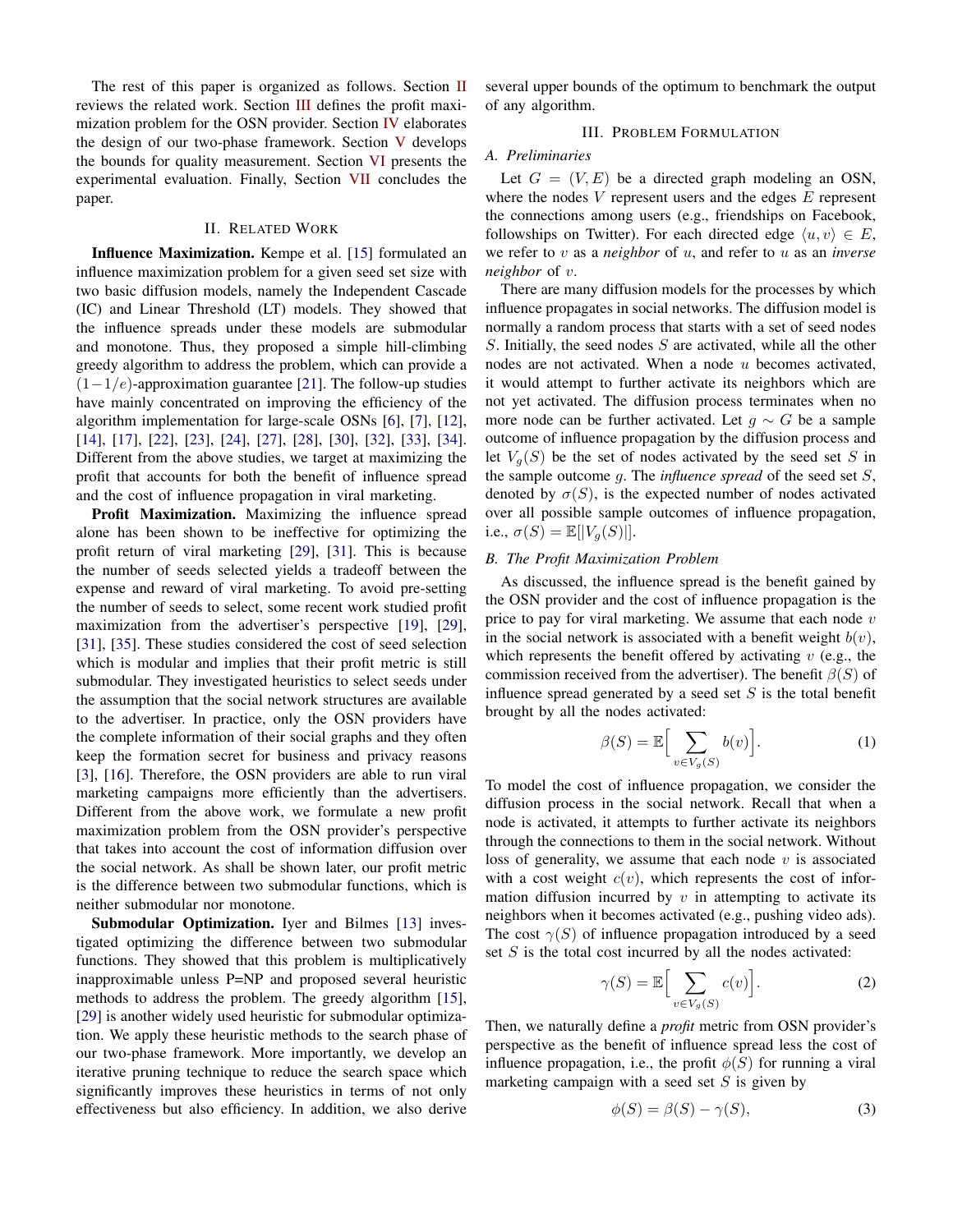The rest of this paper is organized as follows. Section II reviews the related work. Section III defines the profit maximization problem for the OSN provider. Section IV elaborates the design of our two-phase framework. Section V develops the bounds for quality measurement. Section VI presents the experimental evaluation. Finally, Section VII concludes the paper.

## II. Related Work

**Influence Maximization.** Kempe et al. [15] formulated an influence maximization problem for a given seed set size with two basic diffusion models, namely the Independent Cascade (IC) and Linear Threshold (LT) models. They showed that the influence spreads under these models are submodular and monotone. Thus, they proposed a simple hill-climbing greedy algorithm to address the problem, which can provide a $(1-1/e)$-approximation guarantee [21]. The follow-up studies have mainly concentrated on improving the efficiency of the algorithm implementation for large-scale OSNs [6], [7], [12], [14], [17], [22], [23], [24], [27], [28], [30], [32], [33], [34]. Different from the above studies, we target at maximizing the profit that accounts for both the benefit of influence spread and the cost of influence propagation in viral marketing.

**Profit Maximization.** Maximizing the influence spread alone has been shown to be ineffective for optimizing the profit return of viral marketing [29], [31]. This is because the number of seeds selected yields a tradeoff between the expense and reward of viral marketing. To avoid pre-setting the number of seeds to select, some recent work studied profit maximization from the advertiser's perspective [19], [29], [31], [35]. These studies considered the cost of seed selection which is modular and implies that their profit metric is still submodular. They investigated heuristics to select seeds under the assumption that the social network structures are available to the advertiser. In practice, only the OSN providers have the complete information of their social graphs and they often keep the formation secret for business and privacy reasons [3], [16]. Therefore, the OSN providers are able to run viral marketing campaigns more efficiently than the advertisers. Different from the above work, we formulate a new profit maximization problem from the OSN provider's perspective that takes into account the cost of information diffusion over the social network. As shall be shown later, our profit metric is the difference between two submodular functions, which is neither submodular nor monotone.

**Submodular Optimization.** Iyer and Bilmes [13] investigated optimizing the difference between two submodular functions. They showed that this problem is multiplicatively inapproximable unless P=NP and proposed several heuristic methods to address the problem. The greedy algorithm [15], [29] is another widely used heuristic for submodular optimization. We apply these heuristic methods to the search phase of our two-phase framework. More importantly, we develop an iterative pruning technique to reduce the search space which significantly improves these heuristics in terms of not only effectiveness but also efficiency. In addition, we also derive several upper bounds of the optimum to benchmark the output of any algorithm.

## III. Problem Formulation

### A. Preliminaries

Let $G = (V, E)$ be a directed graph modeling an OSN, where the nodes $V$ represent users and the edges $E$ represent the connections among users (e.g., friendships on Facebook, followships on Twitter). For each directed edge $\langle u, v\rangle \in E$, we refer to $v$ as a *neighbor* of $u$, and refer to $u$ as an *inverse neighbor* of $v$.

There are many diffusion models for the processes by which influence propagates in social networks. The diffusion model is normally a random process that starts with a set of seed nodes $S$. Initially, the seed nodes $S$ are activated, while all the other nodes are not activated. When a node $u$ becomes activated, it would attempt to further activate its neighbors which are not yet activated. The diffusion process terminates when no more node can be further activated. Let $g \sim G$ be a sample outcome of influence propagation by the diffusion process and let $V_g(S)$ be the set of nodes activated by the seed set $S$ in the sample outcome $g$. The *influence spread* of the seed set $S$, denoted by $\sigma(S)$, is the expected number of nodes activated over all possible sample outcomes of influence propagation, i.e., $\sigma(S) = \mathbb{E}[|V_g(S)|]$.

### B. The Profit Maximization Problem

As discussed, the influence spread is the benefit gained by the OSN provider and the cost of influence propagation is the price to pay for viral marketing. We assume that each node $v$ in the social network is associated with a benefit weight $b(v)$, which represents the benefit offered by activating $v$ (e.g., the commission received from the advertiser). The benefit $\beta(S)$ of influence spread generated by a seed set $S$ is the total benefit brought by all the nodes activated:

$$\beta(S) = \mathbb{E}\Big[\sum_{v \in V_g(S)} b(v)\Big]. \tag{1}$$

To model the cost of influence propagation, we consider the diffusion process in the social network. Recall that when a node is activated, it attempts to further activate its neighbors through the connections to them in the social network. Without loss of generality, we assume that each node $v$ is associated with a cost weight $c(v)$, which represents the cost of information diffusion incurred by $v$ in attempting to activate its neighbors when it becomes activated (e.g., pushing video ads). The cost $\gamma(S)$ of influence propagation introduced by a seed set $S$ is the total cost incurred by all the nodes activated:

$$\gamma(S) = \mathbb{E}\Big[\sum_{v \in V_g(S)} c(v)\Big]. \tag{2}$$

Then, we naturally define a *profit* metric from OSN provider's perspective as the benefit of influence spread less the cost of influence propagation, i.e., the profit $\phi(S)$ for running a viral marketing campaign with a seed set $S$ is given by

$$\phi(S) = \beta(S) - \gamma(S), \tag{3}$$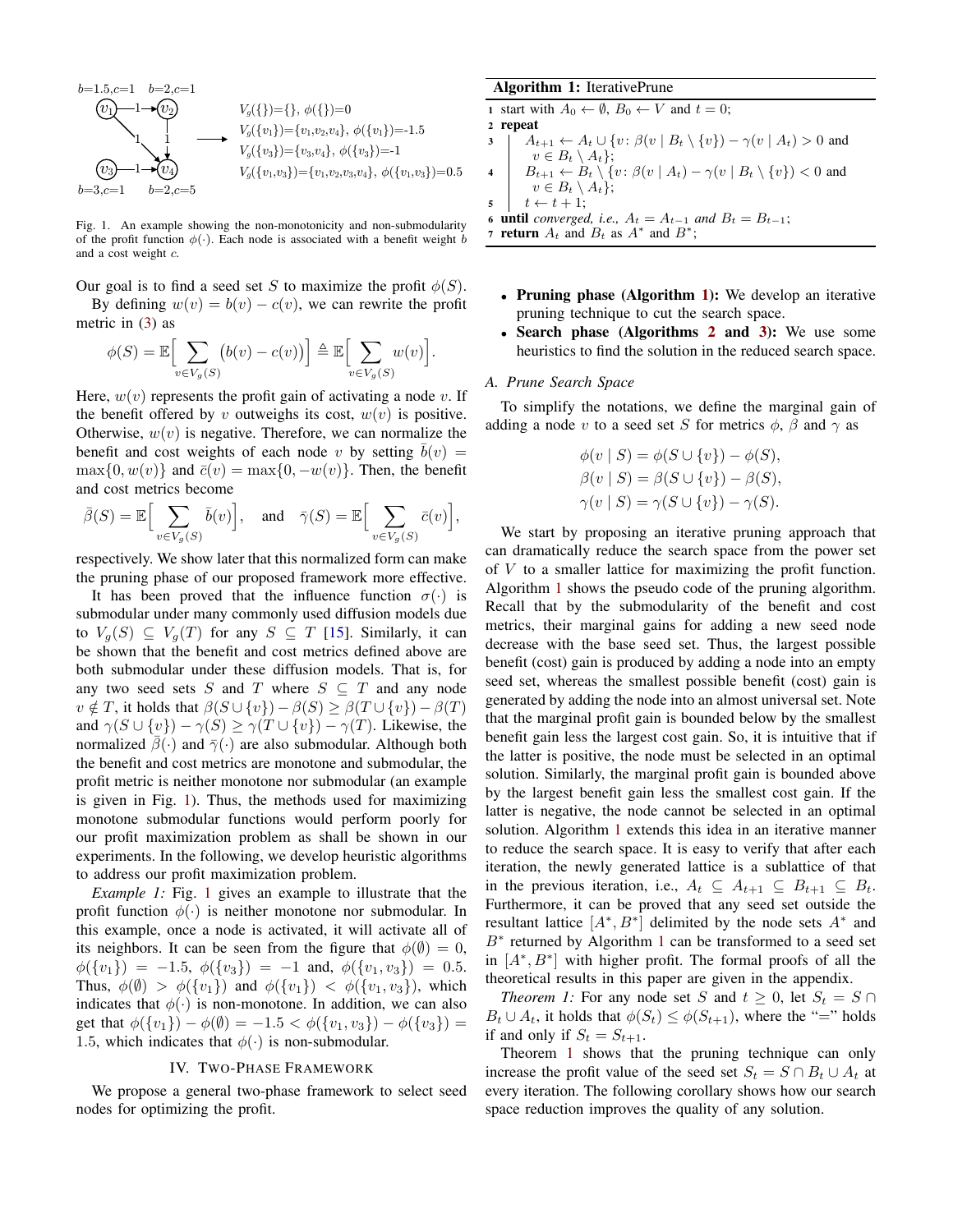Fig. 1. An example showing the non-monotonicity and non-submodularity of the profit function $\phi(\cdot)$. Each node is associated with a benefit weight $b$ and a cost weight $c$.

Our goal is to find a seed set $S$ to maximize the profit $\phi(S)$.

By defining $w(v) = b(v) - c(v)$, we can rewrite the profit metric in (3) as

$$\phi(S) = \mathbb{E}\Big[\sum_{v \in V_g(S)} \big(b(v) - c(v)\big)\Big] \triangleq \mathbb{E}\Big[\sum_{v \in V_g(S)} w(v)\Big].$$

Here, $w(v)$ represents the profit gain of activating a node $v$. If the benefit offered by $v$ outweighs its cost, $w(v)$ is positive. Otherwise, $w(v)$ is negative. Therefore, we can normalize the benefit and cost weights of each node $v$ by setting $\bar{b}(v) = \max\{0, w(v)\}$ and $\bar{c}(v) = \max\{0, -w(v)\}$. Then, the benefit and cost metrics become

$$\bar{\beta}(S) = \mathbb{E}\Big[\sum_{v \in V_g(S)} \bar{b}(v)\Big], \quad \text{and} \quad \bar{\gamma}(S) = \mathbb{E}\Big[\sum_{v \in V_g(S)} \bar{c}(v)\Big],$$

respectively. We show later that this normalized form can make the pruning phase of our proposed framework more effective.

It has been proved that the influence function $\sigma(\cdot)$ is submodular under many commonly used diffusion models due to $V_g(S) \subseteq V_g(T)$ for any $S \subseteq T$ [15]. Similarly, it can be shown that the benefit and cost metrics defined above are both submodular under these diffusion models. That is, for any two seed sets $S$ and $T$ where $S \subseteq T$ and any node $v \notin T$, it holds that $\beta(S \cup \{v\}) - \beta(S) \geq \beta(T \cup \{v\}) - \beta(T)$ and $\gamma(S \cup \{v\}) - \gamma(S) \geq \gamma(T \cup \{v\}) - \gamma(T)$. Likewise, the normalized $\bar{\beta}(\cdot)$ and $\bar{\gamma}(\cdot)$ are also submodular. Although both the benefit and cost metrics are monotone and submodular, the profit metric is neither monotone nor submodular (an example is given in Fig. 1). Thus, the methods used for maximizing monotone submodular functions would perform poorly for our profit maximization problem as shall be shown in our experiments. In the following, we develop heuristic algorithms to address our profit maximization problem.

*Example 1:* Fig. 1 gives an example to illustrate that the profit function $\phi(\cdot)$ is neither monotone nor submodular. In this example, once a node is activated, it will activate all of its neighbors. It can be seen from the figure that $\phi(\emptyset) = 0$, $\phi(\{v_1\}) = -1.5$, $\phi(\{v_3\}) = -1$ and, $\phi(\{v_1, v_3\}) = 0.5$. Thus, $\phi(\emptyset) > \phi(\{v_1\})$ and $\phi(\{v_1\}) < \phi(\{v_1, v_3\})$, which indicates that $\phi(\cdot)$ is non-monotone. In addition, we can also get that $\phi(\{v_1\}) - \phi(\emptyset) = -1.5 < \phi(\{v_1, v_3\}) - \phi(\{v_3\}) = 1.5$, which indicates that $\phi(\cdot)$ is non-submodular.

## IV. Two-Phase Framework

We propose a general two-phase framework to select seed nodes for optimizing the profit.

```
Algorithm 1: IterativePrune
1 start with A_0 ← ∅, B_0 ← V and t = 0;
2 repeat
3     A_{t+1} ← A_t ∪ {v: β(v | B_t \ {v}) − γ(v | A_t) > 0 and
          v ∈ B_t \ A_t};
4     B_{t+1} ← B_t \ {v: β(v | A_t) − γ(v | B_t \ {v}) < 0 and
          v ∈ B_t \ A_t};
5     t ← t + 1;
6 until converged, i.e., A_t = A_{t−1} and B_t = B_{t−1};
7 return A_t and B_t as A* and B*;
```

- **Pruning phase (Algorithm 1):** We develop an iterative pruning technique to cut the search space.
- **Search phase (Algorithms 2 and 3):** We use some heuristics to find the solution in the reduced search space.

### A. Prune Search Space

To simplify the notations, we define the marginal gain of adding a node $v$ to a seed set $S$ for metrics $\phi$, $\beta$ and $\gamma$ as

$$\phi(v \mid S) = \phi(S \cup \{v\}) - \phi(S),$$
$$\beta(v \mid S) = \beta(S \cup \{v\}) - \beta(S),$$
$$\gamma(v \mid S) = \gamma(S \cup \{v\}) - \gamma(S).$$

We start by proposing an iterative pruning approach that can dramatically reduce the search space from the power set of $V$ to a smaller lattice for maximizing the profit function. Algorithm 1 shows the pseudo code of the pruning algorithm. Recall that by the submodularity of the benefit and cost metrics, their marginal gains for adding a new seed node decrease with the base seed set. Thus, the largest possible benefit (cost) gain is produced by adding a node into an empty seed set, whereas the smallest possible benefit (cost) gain is generated by adding the node into an almost universal set. Note that the marginal profit gain is bounded below by the smallest benefit gain less the largest cost gain. So, it is intuitive that if the latter is positive, the node must be selected in an optimal solution. Similarly, the marginal profit gain is bounded above by the largest benefit gain less the smallest cost gain. If the latter is negative, the node cannot be selected in an optimal solution. Algorithm 1 extends this idea in an iterative manner to reduce the search space. It is easy to verify that after each iteration, the newly generated lattice is a sublattice of that in the previous iteration, i.e., $A_t \subseteq A_{t+1} \subseteq B_{t+1} \subseteq B_t$. Furthermore, it can be proved that any seed set outside the resultant lattice $[A^*, B^*]$ delimited by the node sets $A^*$ and $B^*$ returned by Algorithm 1 can be transformed to a seed set in $[A^*, B^*]$ with higher profit. The formal proofs of all the theoretical results in this paper are given in the appendix.

*Theorem 1:* For any node set $S$ and $t \geq 0$, let $S_t = S \cap B_t \cup A_t$, it holds that $\phi(S_t) \leq \phi(S_{t+1})$, where the "=" holds if and only if $S_t = S_{t+1}$.

Theorem 1 shows that the pruning technique can only increase the profit value of the seed set $S_t = S \cap B_t \cup A_t$ at every iteration. The following corollary shows how our search space reduction improves the quality of any solution.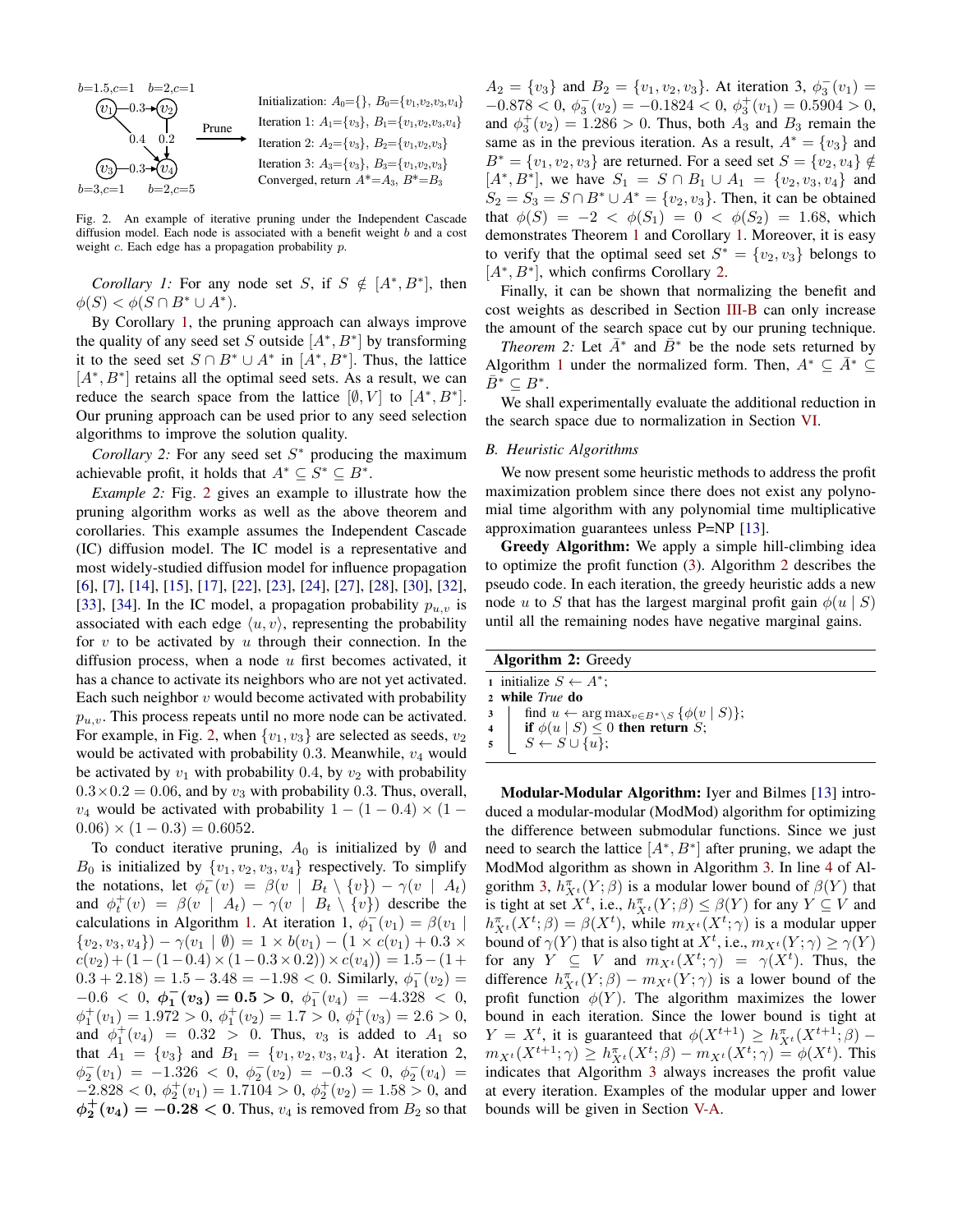Initialization: $A_0$={}, $B_0$={$v_1$,$v_2$,$v_3$,$v_4$}
Iteration 1: $A_1$={$v_3$}, $B_1$={$v_1$,$v_2$,$v_3$,$v_4$}
Iteration 2: $A_2$={$v_3$}, $B_2$={$v_1$,$v_2$,$v_3$}
Iteration 3: $A_3$={$v_3$}, $B_3$={$v_1$,$v_2$,$v_3$}
Converged, return $A^*$=$A_3$, $B^*$=$B_3$

Fig. 2. An example of iterative pruning under the Independent Cascade diffusion model. Each node is associated with a benefit weight $b$ and a cost weight $c$. Each edge has a propagation probability $p$.

*Corollary 1:* For any node set $S$, if $S \notin [A^*, B^*]$, then $\phi(S) < \phi(S \cap B^* \cup A^*)$.

By Corollary 1, the pruning approach can always improve the quality of any seed set $S$ outside $[A^*, B^*]$ by transforming it to the seed set $S \cap B^* \cup A^*$ in $[A^*, B^*]$. Thus, the lattice $[A^*, B^*]$ retains all the optimal seed sets. As a result, we can reduce the search space from the lattice $[\emptyset, V]$ to $[A^*, B^*]$. Our pruning approach can be used prior to any seed selection algorithms to improve the solution quality.

*Corollary 2:* For any seed set $S^*$ producing the maximum achievable profit, it holds that $A^* \subseteq S^* \subseteq B^*$.

*Example 2:* Fig. 2 gives an example to illustrate how the pruning algorithm works as well as the above theorem and corollaries. This example assumes the Independent Cascade (IC) diffusion model. The IC model is a representative and most widely-studied diffusion model for influence propagation [6], [7], [14], [15], [17], [22], [23], [24], [27], [28], [30], [32], [33], [34]. In the IC model, a propagation probability $p_{u,v}$ is associated with each edge $\langle u, v\rangle$, representing the probability for $v$ to be activated by $u$ through their connection. In the diffusion process, when a node $u$ first becomes activated, it has a chance to activate its neighbors who are not yet activated. Each such neighbor $v$ would become activated with probability $p_{u,v}$. This process repeats until no more node can be activated. For example, in Fig. 2, when $\{v_1, v_3\}$ are selected as seeds, $v_2$ would be activated with probability 0.3. Meanwhile, $v_4$ would be activated by $v_1$ with probability 0.4, by $v_2$ with probability $0.3\times 0.2 = 0.06$, and by $v_3$ with probability 0.3. Thus, overall, $v_4$ would be activated with probability $1-(1-0.4)\times(1-0.06)\times(1-0.3) = 0.6052$.

To conduct iterative pruning, $A_0$ is initialized by $\emptyset$ and $B_0$ is initialized by $\{v_1, v_2, v_3, v_4\}$ respectively. To simplify the notations, let $\phi_t^-(v) = \beta(v \mid B_t \setminus \{v\}) - \gamma(v \mid A_t)$ and $\phi_t^+(v) = \beta(v \mid A_t) - \gamma(v \mid B_t \setminus \{v\})$ describe the calculations in Algorithm 1. At iteration 1, $\phi_1^-(v_1) = \beta(v_1 \mid \{v_2, v_3, v_4\}) - \gamma(v_1 \mid \emptyset) = 1 \times b(v_1) - \big(1 \times c(v_1) + 0.3 \times c(v_2) + (1-(1-0.4)\times(1-0.3\times 0.2))\times c(v_4)\big) = 1.5-(1+0.3+2.18) = 1.5-3.48 = -1.98 < 0$. Similarly, $\phi_1^-(v_2) = -0.6 < 0$, $\boldsymbol{\phi_1^-(v_3) = 0.5 > 0}$, $\phi_1^-(v_4) = -4.328 < 0$, $\phi_1^+(v_1) = 1.972 > 0$, $\phi_1^+(v_2) = 1.7 > 0$, $\phi_1^+(v_3) = 2.6 > 0$, and $\phi_1^+(v_4) = 0.32 > 0$. Thus, $v_3$ is added to $A_1$ so that $A_1 = \{v_3\}$ and $B_1 = \{v_1, v_2, v_3, v_4\}$. At iteration 2, $\phi_2^-(v_1) = -1.326 < 0$, $\phi_2^-(v_2) = -0.3 < 0$, $\phi_2^-(v_4) = -2.828 < 0$, $\phi_2^+(v_1) = 1.7104 > 0$, $\phi_2^+(v_2) = 1.58 > 0$, and $\boldsymbol{\phi_2^+(v_4) = -0.28 < 0}$. Thus, $v_4$ is removed from $B_2$ so that $A_2 = \{v_3\}$ and $B_2 = \{v_1, v_2, v_3\}$. At iteration 3, $\phi_3^-(v_1) = -0.878 < 0$, $\phi_3^-(v_2) = -0.1824 < 0$, $\phi_3^+(v_1) = 0.5904 > 0$, and $\phi_3^+(v_2) = 1.286 > 0$. Thus, both $A_3$ and $B_3$ remain the same as in the previous iteration. As a result, $A^* = \{v_3\}$ and $B^* = \{v_1, v_2, v_3\}$ are returned. For a seed set $S = \{v_2, v_4\} \notin [A^*, B^*]$, we have $S_1 = S \cap B_1 \cup A_1 = \{v_2, v_3, v_4\}$ and $S_2 = S_3 = S \cap B^* \cup A^* = \{v_2, v_3\}$. Then, it can be obtained that $\phi(S) = -2 < \phi(S_1) = 0 < \phi(S_2) = 1.68$, which demonstrates Theorem 1 and Corollary 1. Moreover, it is easy to verify that the optimal seed set $S^* = \{v_2, v_3\}$ belongs to $[A^*, B^*]$, which confirms Corollary 2.

Finally, it can be shown that normalizing the benefit and cost weights as described in Section III-B can only increase the amount of the search space cut by our pruning technique.

*Theorem 2:* Let $\bar{A}^*$ and $\bar{B}^*$ be the node sets returned by Algorithm 1 under the normalized form. Then, $A^* \subseteq \bar{A}^* \subseteq \bar{B}^* \subseteq B^*$.

We shall experimentally evaluate the additional reduction in the search space due to normalization in Section VI.

### B. Heuristic Algorithms

We now present some heuristic methods to address the profit maximization problem since there does not exist any polynomial time algorithm with any polynomial time multiplicative approximation guarantees unless P=NP [13].

**Greedy Algorithm:** We apply a simple hill-climbing idea to optimize the profit function (3). Algorithm 2 describes the pseudo code. In each iteration, the greedy heuristic adds a new node $u$ to $S$ that has the largest marginal profit gain $\phi(u \mid S)$ until all the remaining nodes have negative marginal gains.

**Algorithm 2:** Greedy

```
1 initialize S ← A*;
2 while True do
3     find u ← arg max_{v∈B*\S} {φ(v | S)};
4     if φ(u | S) ≤ 0 then return S;
5     S ← S ∪ {u};
```

**Modular-Modular Algorithm:** Iyer and Bilmes [13] introduced a modular-modular (ModMod) algorithm for optimizing the difference between submodular functions. Since we just need to search the lattice $[A^*, B^*]$ after pruning, we adapt the ModMod algorithm as shown in Algorithm 3. In line 4 of Algorithm 3, $h_{X^t}^{\pi}(Y;\beta)$ is a modular lower bound of $\beta(Y)$ that is tight at set $X^t$, i.e., $h_{X^t}^{\pi}(Y;\beta) \le \beta(Y)$ for any $Y \subseteq V$ and $h_{X^t}^{\pi}(X^t;\beta) = \beta(X^t)$, while $m_{X^t}(X^t;\gamma)$ is a modular upper bound of $\gamma(Y)$ that is also tight at $X^t$, i.e., $m_{X^t}(Y;\gamma) \ge \gamma(Y)$ for any $Y \subseteq V$ and $m_{X^t}(X^t;\gamma) = \gamma(X^t)$. Thus, the difference $h_{X^t}^{\pi}(Y;\beta) - m_{X^t}(Y;\gamma)$ is a lower bound of the profit function $\phi(Y)$. The algorithm maximizes the lower bound in each iteration. Since the lower bound is tight at $Y = X^t$, it is guaranteed that $\phi(X^{t+1}) \ge h_{X^t}^{\pi}(X^{t+1};\beta) - m_{X^t}(X^{t+1};\gamma) \ge h_{X^t}^{\pi}(X^t;\beta) - m_{X^t}(X^t;\gamma) = \phi(X^t)$. This indicates that Algorithm 3 always increases the profit value at every iteration. Examples of the modular upper and lower bounds will be given in Section V-A.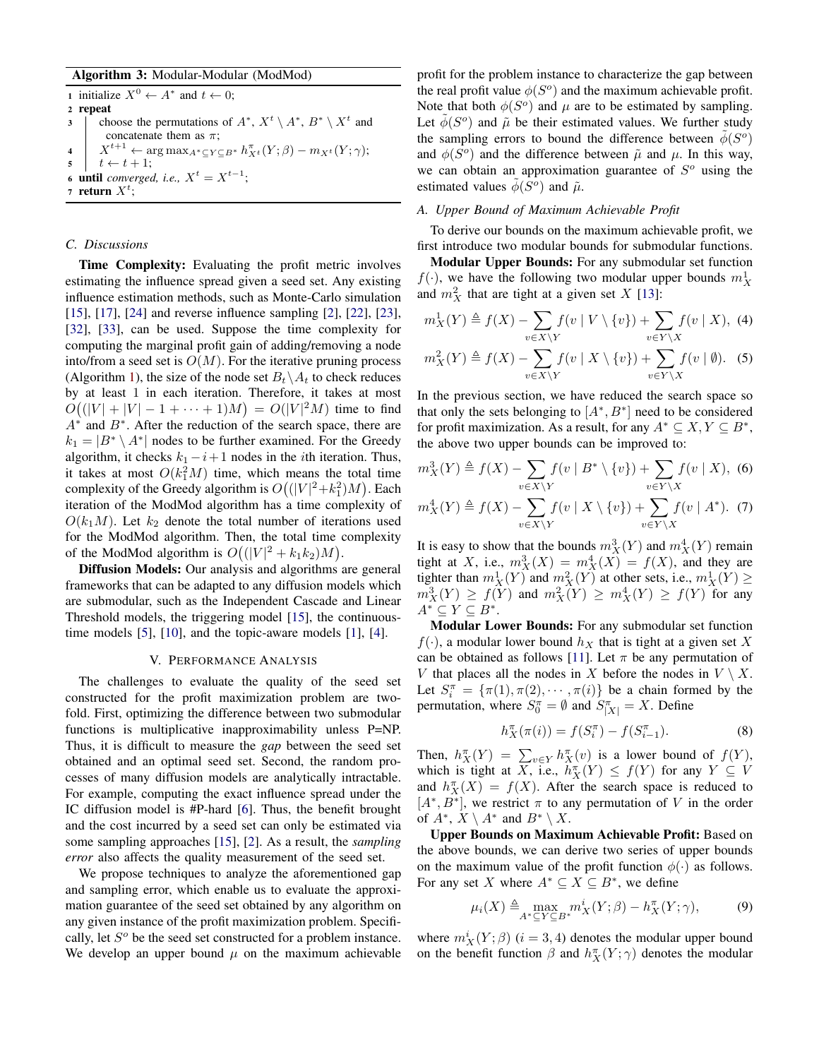**Algorithm 3:** Modular-Modular (ModMod)

```
1 initialize X^0 ← A* and t ← 0;
2 repeat
3     choose the permutations of A*, X^t \ A*, B* \ X^t and
      concatenate them as π;
4     X^{t+1} ← arg max_{A* ⊆ Y ⊆ B*} h^π_{X^t}(Y; β) − m_{X^t}(Y; γ);
5     t ← t + 1;
6 until converged, i.e., X^t = X^{t−1};
7 return X^t;
```

### C. Discussions

**Time Complexity:** Evaluating the profit metric involves estimating the influence spread given a seed set. Any existing influence estimation methods, such as Monte-Carlo simulation [15], [17], [24] and reverse influence sampling [2], [22], [23], [32], [33], can be used. Suppose the time complexity for computing the marginal profit gain of adding/removing a node into/from a seed set is $O(M)$. For the iterative pruning process (Algorithm 1), the size of the node set $B_t \setminus A_t$ to check reduces by at least 1 in each iteration. Therefore, it takes at most $O\big((|V| + |V| - 1 + \cdots + 1)M\big) = O(|V|^2 M)$ time to find $A^*$ and $B^*$. After the reduction of the search space, there are $k_1 = |B^* \setminus A^*|$ nodes to be further examined. For the Greedy algorithm, it checks $k_1 - i + 1$ nodes in the $i$th iteration. Thus, it takes at most $O(k_1^2 M)$ time, which means the total time complexity of the Greedy algorithm is $O\big((|V|^2 + k_1^2)M\big)$. Each iteration of the ModMod algorithm has a time complexity of $O(k_1 M)$. Let $k_2$ denote the total number of iterations used for the ModMod algorithm. Then, the total time complexity of the ModMod algorithm is $O\big((|V|^2 + k_1 k_2)M\big)$.

**Diffusion Models:** Our analysis and algorithms are general frameworks that can be adapted to any diffusion models which are submodular, such as the Independent Cascade and Linear Threshold models, the triggering model [15], the continuous-time models [5], [10], and the topic-aware models [1], [4].

## V. Performance Analysis

The challenges to evaluate the quality of the seed set constructed for the profit maximization problem are two-fold. First, optimizing the difference between two submodular functions is multiplicative inapproximability unless P=NP. Thus, it is difficult to measure the *gap* between the seed set obtained and an optimal seed set. Second, the random processes of many diffusion models are analytically intractable. For example, computing the exact influence spread under the IC diffusion model is #P-hard [6]. Thus, the benefit brought and the cost incurred by a seed set can only be estimated via some sampling approaches [15], [2]. As a result, the *sampling error* also affects the quality measurement of the seed set.

We propose techniques to analyze the aforementioned gap and sampling error, which enable us to evaluate the approximation guarantee of the seed set obtained by any algorithm on any given instance of the profit maximization problem. Specifically, let $S^o$ be the seed set constructed for a problem instance. We develop an upper bound $\mu$ on the maximum achievable profit for the problem instance to characterize the gap between the real profit value $\phi(S^o)$ and the maximum achievable profit. Note that both $\phi(S^o)$ and $\mu$ are to be estimated by sampling. Let $\tilde{\phi}(S^o)$ and $\tilde{\mu}$ be their estimated values. We further study the sampling errors to bound the difference between $\tilde{\phi}(S^o)$ and $\phi(S^o)$ and the difference between $\tilde{\mu}$ and $\mu$. In this way, we can obtain an approximation guarantee of $S^o$ using the estimated values $\tilde{\phi}(S^o)$ and $\tilde{\mu}$.

### A. Upper Bound of Maximum Achievable Profit

To derive our bounds on the maximum achievable profit, we first introduce two modular bounds for submodular functions.

**Modular Upper Bounds:** For any submodular set function $f(\cdot)$, we have the following two modular upper bounds $m_X^1$ and $m_X^2$ that are tight at a given set $X$ [13]:

$$m_X^1(Y) \triangleq f(X) - \sum_{v \in X \setminus Y} f(v \mid V \setminus \{v\}) + \sum_{v \in Y \setminus X} f(v \mid X), \quad (4)$$

$$m_X^2(Y) \triangleq f(X) - \sum_{v \in X \setminus Y} f(v \mid X \setminus \{v\}) + \sum_{v \in Y \setminus X} f(v \mid \emptyset). \quad (5)$$

In the previous section, we have reduced the search space so that only the sets belonging to $[A^*, B^*]$ need to be considered for profit maximization. As a result, for any $A^* \subseteq X, Y \subseteq B^*$, the above two upper bounds can be improved to:

$$m_X^3(Y) \triangleq f(X) - \sum_{v \in X \setminus Y} f(v \mid B^* \setminus \{v\}) + \sum_{v \in Y \setminus X} f(v \mid X), \quad (6)$$

$$m_X^4(Y) \triangleq f(X) - \sum_{v \in X \setminus Y} f(v \mid X \setminus \{v\}) + \sum_{v \in Y \setminus X} f(v \mid A^*). \quad (7)$$

It is easy to show that the bounds $m_X^3(Y)$ and $m_X^4(Y)$ remain tight at $X$, i.e., $m_X^3(X) = m_X^4(X) = f(X)$, and they are tighter than $m_X^1(Y)$ and $m_X^2(Y)$ at other sets, i.e., $m_X^1(Y) \geq m_X^3(Y) \geq f(Y)$ and $m_X^2(Y) \geq m_X^4(Y) \geq f(Y)$ for any $A^* \subseteq Y \subseteq B^*$.

**Modular Lower Bounds:** For any submodular set function $f(\cdot)$, a modular lower bound $h_X$ that is tight at a given set $X$ can be obtained as follows [11]. Let $\pi$ be any permutation of $V$ that places all the nodes in $X$ before the nodes in $V \setminus X$. Let $S_i^\pi = \{\pi(1), \pi(2), \cdots, \pi(i)\}$ be a chain formed by the permutation, where $S_0^\pi = \emptyset$ and $S_{|X|}^\pi = X$. Define

$$h_X^\pi(\pi(i)) = f(S_i^\pi) - f(S_{i-1}^\pi). \quad (8)$$

Then, $h_X^\pi(Y) = \sum_{v \in Y} h_X^\pi(v)$ is a lower bound of $f(Y)$, which is tight at $X$, i.e., $h_X^\pi(Y) \leq f(Y)$ for any $Y \subseteq V$ and $h_X^\pi(X) = f(X)$. After the search space is reduced to $[A^*, B^*]$, we restrict $\pi$ to any permutation of $V$ in the order of $A^*$, $X \setminus A^*$ and $B^* \setminus X$.

**Upper Bounds on Maximum Achievable Profit:** Based on the above bounds, we can derive two series of upper bounds on the maximum value of the profit function $\phi(\cdot)$ as follows. For any set $X$ where $A^* \subseteq X \subseteq B^*$, we define

$$\mu_i(X) \triangleq \max_{A^* \subseteq Y \subseteq B^*} m_X^i(Y; \beta) - h_X^\pi(Y; \gamma), \quad (9)$$

where $m_X^i(Y; \beta)$ $(i = 3, 4)$ denotes the modular upper bound on the benefit function $\beta$ and $h_X^\pi(Y; \gamma)$ denotes the modular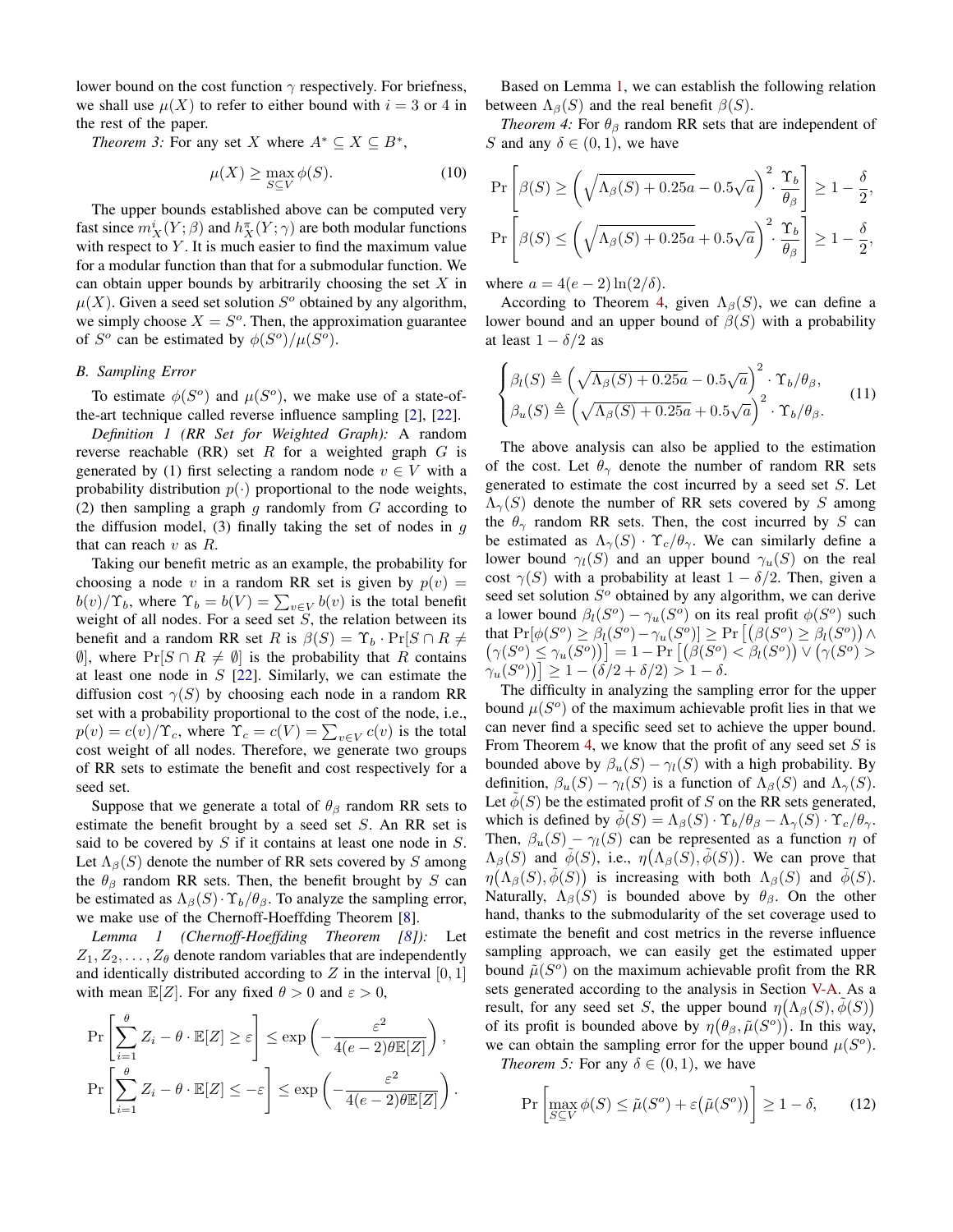lower bound on the cost function $\gamma$ respectively. For briefness, we shall use $\mu(X)$ to refer to either bound with $i = 3$ or 4 in the rest of the paper.

*Theorem 3:* For any set $X$ where $A^* \subseteq X \subseteq B^*$,

$$\mu(X) \geq \max_{S \subseteq V} \phi(S). \tag{10}$$

The upper bounds established above can be computed very fast since $m_X^i(Y;\beta)$ and $h_X^\pi(Y;\gamma)$ are both modular functions with respect to $Y$. It is much easier to find the maximum value for a modular function than that for a submodular function. We can obtain upper bounds by arbitrarily choosing the set $X$ in $\mu(X)$. Given a seed set solution $S^o$ obtained by any algorithm, we simply choose $X = S^o$. Then, the approximation guarantee of $S^o$ can be estimated by $\phi(S^o)/\mu(S^o)$.

### B. Sampling Error

To estimate $\phi(S^o)$ and $\mu(S^o)$, we make use of a state-of-the-art technique called reverse influence sampling [2], [22].

*Definition 1 (RR Set for Weighted Graph):* A random reverse reachable (RR) set $R$ for a weighted graph $G$ is generated by (1) first selecting a random node $v \in V$ with a probability distribution $p(\cdot)$ proportional to the node weights, (2) then sampling a graph $g$ randomly from $G$ according to the diffusion model, (3) finally taking the set of nodes in $g$ that can reach $v$ as $R$.

Taking our benefit metric as an example, the probability for choosing a node $v$ in a random RR set is given by $p(v) = b(v)/\Upsilon_b$, where $\Upsilon_b = b(V) = \sum_{v\in V} b(v)$ is the total benefit weight of all nodes. For a seed set $S$, the relation between its benefit and a random RR set $R$ is $\beta(S) = \Upsilon_b \cdot \Pr[S \cap R \neq \emptyset]$, where $\Pr[S \cap R \neq \emptyset]$ is the probability that $R$ contains at least one node in $S$ [22]. Similarly, we can estimate the diffusion cost $\gamma(S)$ by choosing each node in a random RR set with a probability proportional to the cost of the node, i.e., $p(v) = c(v)/\Upsilon_c$, where $\Upsilon_c = c(V) = \sum_{v\in V} c(v)$ is the total cost weight of all nodes. Therefore, we generate two groups of RR sets to estimate the benefit and cost respectively for a seed set.

Suppose that we generate a total of $\theta_\beta$ random RR sets to estimate the benefit brought by a seed set $S$. An RR set is said to be covered by $S$ if it contains at least one node in $S$. Let $\Lambda_\beta(S)$ denote the number of RR sets covered by $S$ among the $\theta_\beta$ random RR sets. Then, the benefit brought by $S$ can be estimated as $\Lambda_\beta(S)\cdot\Upsilon_b/\theta_\beta$. To analyze the sampling error, we make use of the Chernoff-Hoeffding Theorem [8].

*Lemma 1 (Chernoff-Hoeffding Theorem [8]):* Let $Z_1, Z_2, \ldots, Z_\theta$ denote random variables that are independently and identically distributed according to $Z$ in the interval $[0,1]$ with mean $\mathbb{E}[Z]$. For any fixed $\theta > 0$ and $\varepsilon > 0$,

$$\Pr\left[\sum_{i=1}^{\theta} Z_i - \theta\cdot\mathbb{E}[Z] \geq \varepsilon\right] \leq \exp\left(-\frac{\varepsilon^2}{4(e-2)\theta\mathbb{E}[Z]}\right),$$

$$\Pr\left[\sum_{i=1}^{\theta} Z_i - \theta\cdot\mathbb{E}[Z] \leq -\varepsilon\right] \leq \exp\left(-\frac{\varepsilon^2}{4(e-2)\theta\mathbb{E}[Z]}\right).$$

Based on Lemma 1, we can establish the following relation between $\Lambda_\beta(S)$ and the real benefit $\beta(S)$.

*Theorem 4:* For $\theta_\beta$ random RR sets that are independent of $S$ and any $\delta \in (0,1)$, we have

$$\Pr\left[\beta(S) \geq \left(\sqrt{\Lambda_\beta(S)+0.25a} - 0.5\sqrt{a}\right)^2 \cdot \frac{\Upsilon_b}{\theta_\beta}\right] \geq 1-\frac{\delta}{2},$$

$$\Pr\left[\beta(S) \leq \left(\sqrt{\Lambda_\beta(S)+0.25a} + 0.5\sqrt{a}\right)^2 \cdot \frac{\Upsilon_b}{\theta_\beta}\right] \geq 1-\frac{\delta}{2},$$

where $a = 4(e-2)\ln(2/\delta)$.

According to Theorem 4, given $\Lambda_\beta(S)$, we can define a lower bound and an upper bound of $\beta(S)$ with a probability at least $1-\delta/2$ as

$$\begin{cases}\beta_l(S) \triangleq \left(\sqrt{\Lambda_\beta(S)+0.25a} - 0.5\sqrt{a}\right)^2 \cdot \Upsilon_b/\theta_\beta, \\ \beta_u(S) \triangleq \left(\sqrt{\Lambda_\beta(S)+0.25a} + 0.5\sqrt{a}\right)^2 \cdot \Upsilon_b/\theta_\beta.\end{cases} \tag{11}$$

The above analysis can also be applied to the estimation of the cost. Let $\theta_\gamma$ denote the number of random RR sets generated to estimate the cost incurred by a seed set $S$. Let $\Lambda_\gamma(S)$ denote the number of RR sets covered by $S$ among the $\theta_\gamma$ random RR sets. Then, the cost incurred by $S$ can be estimated as $\Lambda_\gamma(S)\cdot\Upsilon_c/\theta_\gamma$. We can similarly define a lower bound $\gamma_l(S)$ and an upper bound $\gamma_u(S)$ on the real cost $\gamma(S)$ with a probability at least $1-\delta/2$. Then, given a seed set solution $S^o$ obtained by any algorithm, we can derive a lower bound $\beta_l(S^o) - \gamma_u(S^o)$ on its real profit $\phi(S^o)$ such that $\Pr[\phi(S^o) \geq \beta_l(S^o) - \gamma_u(S^o)] \geq \Pr\left[\left(\beta(S^o) \geq \beta_l(S^o)\right) \wedge \left(\gamma(S^o) \leq \gamma_u(S^o)\right)\right] = 1 - \Pr\left[\left(\beta(S^o) < \beta_l(S^o)\right) \vee \left(\gamma(S^o) > \gamma_u(S^o)\right)\right] \geq 1-(\delta/2+\delta/2) > 1-\delta$.

The difficulty in analyzing the sampling error for the upper bound $\mu(S^o)$ of the maximum achievable profit lies in that we can never find a specific seed set to achieve the upper bound. From Theorem 4, we know that the profit of any seed set $S$ is bounded above by $\beta_u(S) - \gamma_l(S)$ with a high probability. By definition, $\beta_u(S) - \gamma_l(S)$ is a function of $\Lambda_\beta(S)$ and $\Lambda_\gamma(S)$. Let $\tilde{\phi}(S)$ be the estimated profit of $S$ on the RR sets generated, which is defined by $\tilde{\phi}(S) = \Lambda_\beta(S)\cdot\Upsilon_b/\theta_\beta - \Lambda_\gamma(S)\cdot\Upsilon_c/\theta_\gamma$. Then, $\beta_u(S) - \gamma_l(S)$ can be represented as a function $\eta$ of $\Lambda_\beta(S)$ and $\tilde{\phi}(S)$, i.e., $\eta\big(\Lambda_\beta(S), \tilde{\phi}(S)\big)$. We can prove that $\eta\big(\Lambda_\beta(S), \tilde{\phi}(S)\big)$ is increasing with both $\Lambda_\beta(S)$ and $\tilde{\phi}(S)$. Naturally, $\Lambda_\beta(S)$ is bounded above by $\theta_\beta$. On the other hand, thanks to the submodularity of the set coverage used to estimate the benefit and cost metrics in the reverse influence sampling approach, we can easily get the estimated upper bound $\tilde{\mu}(S^o)$ on the maximum achievable profit from the RR sets generated according to the analysis in Section V-A. As a result, for any seed set $S$, the upper bound $\eta\big(\Lambda_\beta(S), \tilde{\phi}(S)\big)$ of its profit is bounded above by $\eta\big(\theta_\beta, \tilde{\mu}(S^o)\big)$. In this way, we can obtain the sampling error for the upper bound $\mu(S^o)$.

*Theorem 5:* For any $\delta \in (0,1)$, we have

$$\Pr\left[\max_{S\subseteq V} \phi(S) \leq \tilde{\mu}(S^o) + \varepsilon\big(\tilde{\mu}(S^o)\big)\right] \geq 1-\delta, \tag{12}$$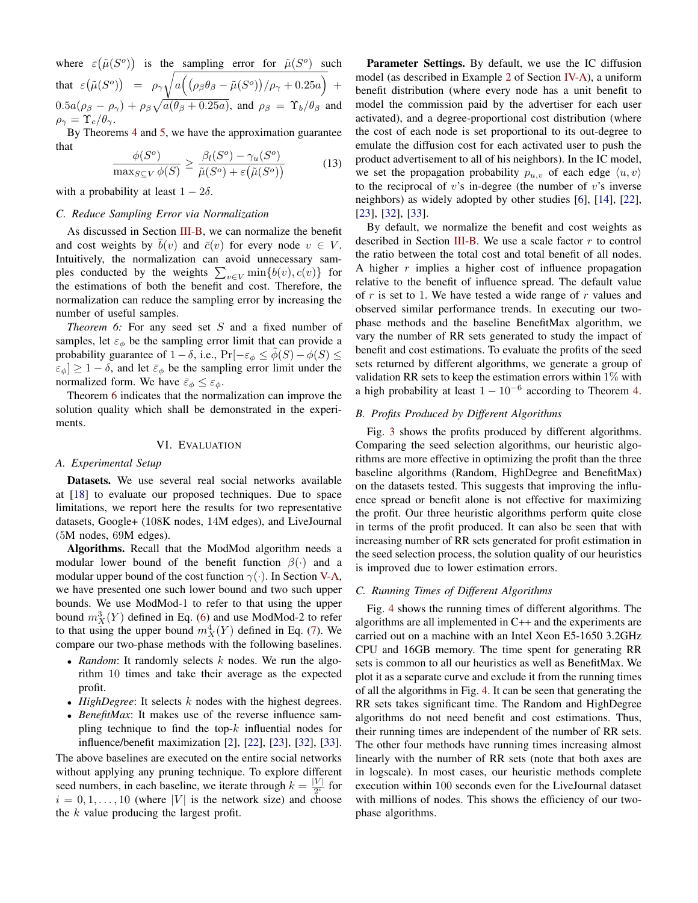where $\varepsilon\big(\tilde{\mu}(S^o)\big)$ is the sampling error for $\tilde{\mu}(S^o)$ such that $\varepsilon\big(\tilde{\mu}(S^o)\big) = \rho_\gamma\sqrt{a\Big(\big(\rho_\beta\theta_\beta - \tilde{\mu}(S^o)\big)/\rho_\gamma + 0.25a\Big)} + 0.5a(\rho_\beta - \rho_\gamma) + \rho_\beta\sqrt{a(\theta_\beta + 0.25a)}$, and $\rho_\beta = \Upsilon_b/\theta_\beta$ and $\rho_\gamma = \Upsilon_c/\theta_\gamma$.

By Theorems 4 and 5, we have the approximation guarantee that

$$\frac{\phi(S^o)}{\max_{S\subseteq V}\phi(S)} \geq \frac{\beta_l(S^o) - \gamma_u(S^o)}{\tilde{\mu}(S^o) + \varepsilon\big(\tilde{\mu}(S^o)\big)} \tag{13}$$

with a probability at least $1 - 2\delta$.

### C. Reduce Sampling Error via Normalization

As discussed in Section III-B, we can normalize the benefit and cost weights by $\bar{b}(v)$ and $\bar{c}(v)$ for every node $v \in V$. Intuitively, the normalization can avoid unnecessary samples conducted by the weights $\sum_{v\in V}\min\{b(v), c(v)\}$ for the estimations of both the benefit and cost. Therefore, the normalization can reduce the sampling error by increasing the number of useful samples.

*Theorem 6:* For any seed set $S$ and a fixed number of samples, let $\varepsilon_\phi$ be the sampling error limit that can provide a probability guarantee of $1-\delta$, i.e., $\Pr[-\varepsilon_\phi \leq \tilde{\phi}(S) - \phi(S) \leq \varepsilon_\phi] \geq 1 - \delta$, and let $\bar{\varepsilon}_\phi$ be the sampling error limit under the normalized form. We have $\bar{\varepsilon}_\phi \leq \varepsilon_\phi$.

Theorem 6 indicates that the normalization can improve the solution quality which shall be demonstrated in the experiments.

## VI. Evaluation

### A. Experimental Setup

**Datasets.** We use several real social networks available at [18] to evaluate our proposed techniques. Due to space limitations, we report here the results for two representative datasets, Google+ (108K nodes, 14M edges), and LiveJournal (5M nodes, 69M edges).

**Algorithms.** Recall that the ModMod algorithm needs a modular lower bound of the benefit function $\beta(\cdot)$ and a modular upper bound of the cost function $\gamma(\cdot)$. In Section V-A, we have presented one such lower bound and two such upper bounds. We use ModMod-1 to refer to that using the upper bound $m^3_X(Y)$ defined in Eq. (6) and use ModMod-2 to refer to that using the upper bound $m^4_X(Y)$ defined in Eq. (7). We compare our two-phase methods with the following baselines.

- *Random*: It randomly selects $k$ nodes. We run the algorithm 10 times and take their average as the expected profit.
- *HighDegree*: It selects $k$ nodes with the highest degrees.
- *BenefitMax*: It makes use of the reverse influence sampling technique to find the top-$k$ influential nodes for influence/benefit maximization [2], [22], [23], [32], [33].

The above baselines are executed on the entire social networks without applying any pruning technique. To explore different seed numbers, in each baseline, we iterate through $k = \frac{|V|}{2^i}$ for $i = 0, 1, \ldots, 10$ (where $|V|$ is the network size) and choose the $k$ value producing the largest profit.

**Parameter Settings.** By default, we use the IC diffusion model (as described in Example 2 of Section IV-A), a uniform benefit distribution (where every node has a unit benefit to model the commission paid by the advertiser for each user activated), and a degree-proportional cost distribution (where the cost of each node is set proportional to its out-degree to emulate the diffusion cost for each activated user to push the product advertisement to all of his neighbors). In the IC model, we set the propagation probability $p_{u,v}$ of each edge $\langle u, v\rangle$ to the reciprocal of $v$'s in-degree (the number of $v$'s inverse neighbors) as widely adopted by other studies [6], [14], [22], [23], [32], [33].

By default, we normalize the benefit and cost weights as described in Section III-B. We use a scale factor $r$ to control the ratio between the total cost and total benefit of all nodes. A higher $r$ implies a higher cost of influence propagation relative to the benefit of influence spread. The default value of $r$ is set to 1. We have tested a wide range of $r$ values and observed similar performance trends. In executing our two-phase methods and the baseline BenefitMax algorithm, we vary the number of RR sets generated to study the impact of benefit and cost estimations. To evaluate the profits of the seed sets returned by different algorithms, we generate a group of validation RR sets to keep the estimation errors within 1% with a high probability at least $1 - 10^{-6}$ according to Theorem 4.

### B. Profits Produced by Different Algorithms

Fig. 3 shows the profits produced by different algorithms. Comparing the seed selection algorithms, our heuristic algorithms are more effective in optimizing the profit than the three baseline algorithms (Random, HighDegree and BenefitMax) on the datasets tested. This suggests that improving the influence spread or benefit alone is not effective for maximizing the profit. Our three heuristic algorithms perform quite close in terms of the profit produced. It can also be seen that with increasing number of RR sets generated for profit estimation in the seed selection process, the solution quality of our heuristics is improved due to lower estimation errors.

### C. Running Times of Different Algorithms

Fig. 4 shows the running times of different algorithms. The algorithms are all implemented in C++ and the experiments are carried out on a machine with an Intel Xeon E5-1650 3.2GHz CPU and 16GB memory. The time spent for generating RR sets is common to all our heuristics as well as BenefitMax. We plot it as a separate curve and exclude it from the running times of all the algorithms in Fig. 4. It can be seen that generating the RR sets takes significant time. The Random and HighDegree algorithms do not need benefit and cost estimations. Thus, their running times are independent of the number of RR sets. The other four methods have running times increasing almost linearly with the number of RR sets (note that both axes are in logscale). In most cases, our heuristic methods complete execution within 100 seconds even for the LiveJournal dataset with millions of nodes. This shows the efficiency of our two-phase algorithms.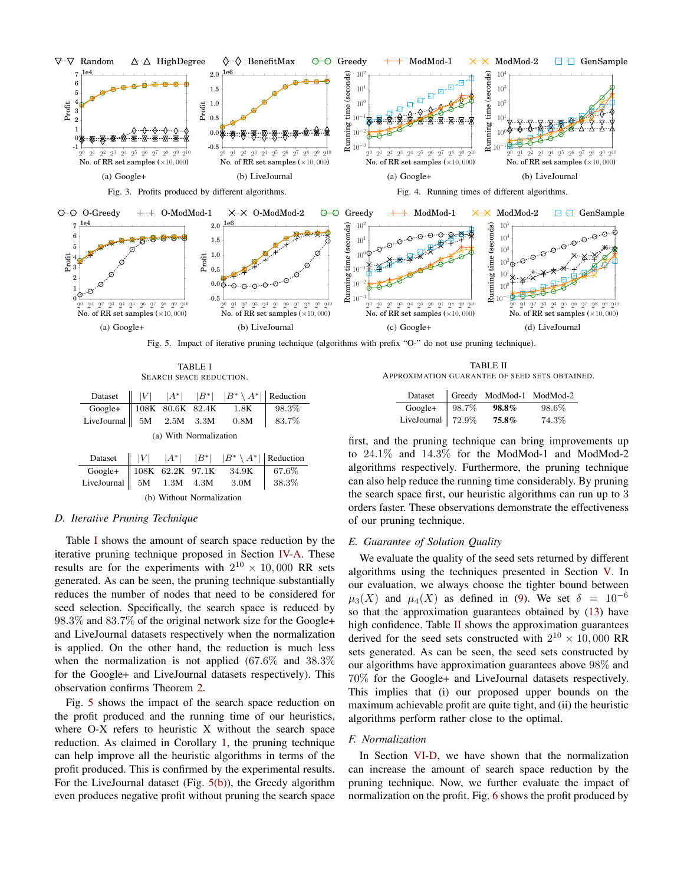Fig. 3. Profits produced by different algorithms.

Fig. 4. Running times of different algorithms.

Fig. 5. Impact of iterative pruning technique (algorithms with prefix "O-" do not use pruning technique).

TABLE I
SEARCH SPACE REDUCTION.

| Dataset | $\lvert V\rvert$ | $\lvert A^*\rvert$ | $\lvert B^*\rvert$ | $\lvert B^* \setminus A^*\rvert$ | Reduction |
|---|---|---|---|---|---|
| Google+ | 108K | 80.6K | 82.4K | 1.8K | 98.3% |
| LiveJournal | 5M | 2.5M | 3.3M | 0.8M | 83.7% |

(a) With Normalization

| Dataset | $\lvert V\rvert$ | $\lvert A^*\rvert$ | $\lvert B^*\rvert$ | $\lvert B^* \setminus A^*\rvert$ | Reduction |
|---|---|---|---|---|---|
| Google+ | 108K | 62.2K | 97.1K | 34.9K | 67.6% |
| LiveJournal | 5M | 1.3M | 4.3M | 3.0M | 38.3% |

(b) Without Normalization

TABLE II
APPROXIMATION GUARANTEE OF SEED SETS OBTAINED.

| Dataset | Greedy | ModMod-1 | ModMod-2 |
|---|---|---|---|
| Google+ | 98.7% | **98.8%** | 98.6% |
| LiveJournal | 72.9% | **75.8%** | 74.3% |

### D. Iterative Pruning Technique

Table I shows the amount of search space reduction by the iterative pruning technique proposed in Section IV-A. These results are for the experiments with $2^{10} \times 10,000$ RR sets generated. As can be seen, the pruning technique substantially reduces the number of nodes that need to be considered for seed selection. Specifically, the search space is reduced by 98.3% and 83.7% of the original network size for the Google+ and LiveJournal datasets respectively when the normalization is applied. On the other hand, the reduction is much less when the normalization is not applied (67.6% and 38.3% for the Google+ and LiveJournal datasets respectively). This observation confirms Theorem 2.

Fig. 5 shows the impact of the search space reduction on the profit produced and the running time of our heuristics, where O-X refers to heuristic X without the search space reduction. As claimed in Corollary 1, the pruning technique can help improve all the heuristic algorithms in terms of the profit produced. This is confirmed by the experimental results. For the LiveJournal dataset (Fig. 5(b)), the Greedy algorithm even produces negative profit without pruning the search space first, and the pruning technique can bring improvements up to 24.1% and 14.3% for the ModMod-1 and ModMod-2 algorithms respectively. Furthermore, the pruning technique can also help reduce the running time considerably. By pruning the search space first, our heuristic algorithms can run up to 3 orders faster. These observations demonstrate the effectiveness of our pruning technique.

### E. Guarantee of Solution Quality

We evaluate the quality of the seed sets returned by different algorithms using the techniques presented in Section V. In our evaluation, we always choose the tighter bound between $\mu_3(X)$ and $\mu_4(X)$ as defined in (9). We set $\delta = 10^{-6}$ so that the approximation guarantees obtained by (13) have high confidence. Table II shows the approximation guarantees derived for the seed sets constructed with $2^{10} \times 10,000$ RR sets generated. As can be seen, the seed sets constructed by our algorithms have approximation guarantees above 98% and 70% for the Google+ and LiveJournal datasets respectively. This implies that (i) our proposed upper bounds on the maximum achievable profit are quite tight, and (ii) the heuristic algorithms perform rather close to the optimal.

### F. Normalization

In Section VI-D, we have shown that the normalization can increase the amount of search space reduction by the pruning technique. Now, we further evaluate the impact of normalization on the profit. Fig. 6 shows the profit produced by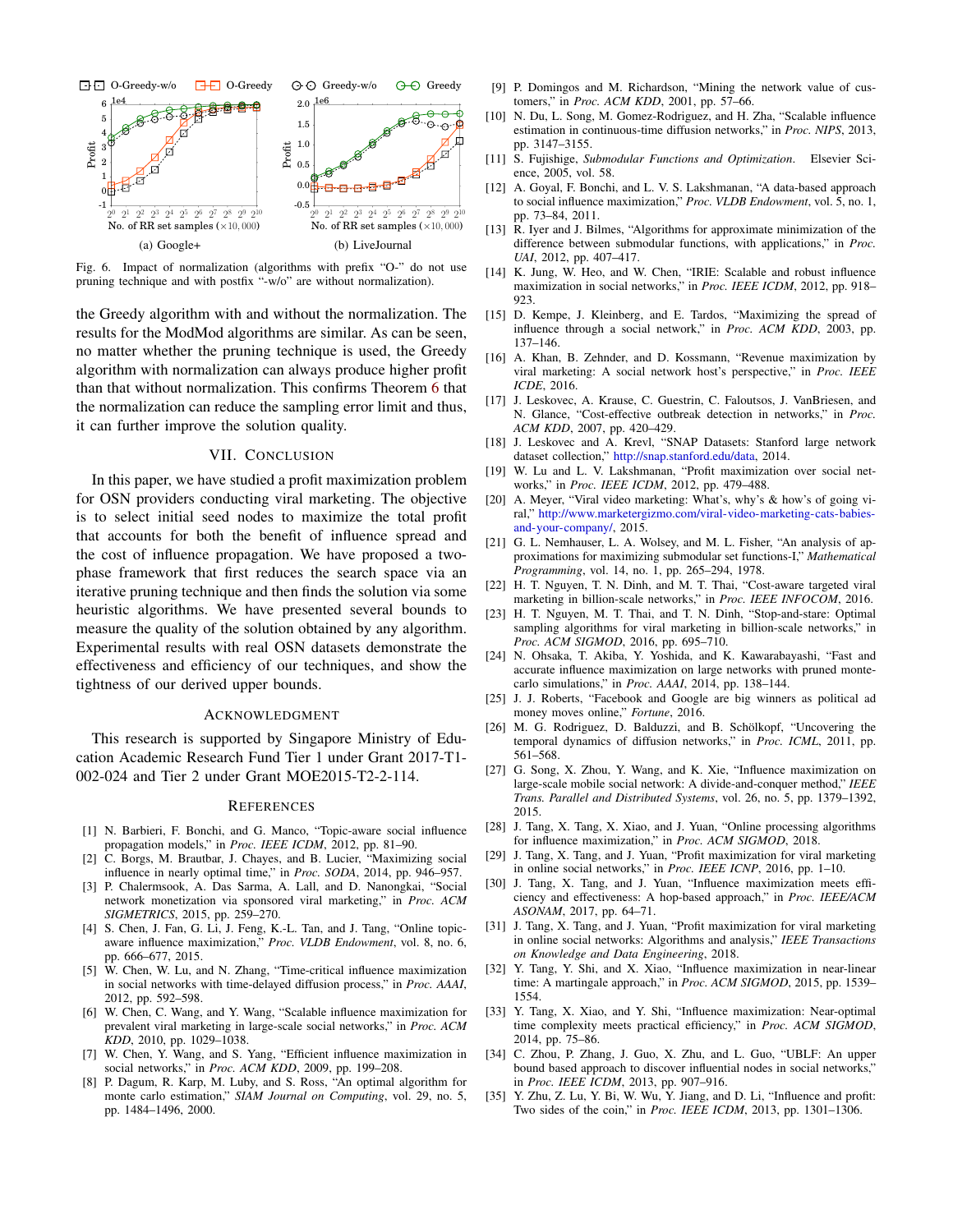Fig. 6. Impact of normalization (algorithms with prefix "O-" do not use pruning technique and with postfix "-w/o" are without normalization).

the Greedy algorithm with and without the normalization. The results for the ModMod algorithms are similar. As can be seen, no matter whether the pruning technique is used, the Greedy algorithm with normalization can always produce higher profit than that without normalization. This confirms Theorem 6 that the normalization can reduce the sampling error limit and thus, it can further improve the solution quality.

## VII. Conclusion

In this paper, we have studied a profit maximization problem for OSN providers conducting viral marketing. The objective is to select initial seed nodes to maximize the total profit that accounts for both the benefit of influence spread and the cost of influence propagation. We have proposed a two-phase framework that first reduces the search space via an iterative pruning technique and then finds the solution via some heuristic algorithms. We have presented several bounds to measure the quality of the solution obtained by any algorithm. Experimental results with real OSN datasets demonstrate the effectiveness and efficiency of our techniques, and show the tightness of our derived upper bounds.

## Acknowledgment

This research is supported by Singapore Ministry of Education Academic Research Fund Tier 1 under Grant 2017-T1-002-024 and Tier 2 under Grant MOE2015-T2-2-114.

## References

[1] N. Barbieri, F. Bonchi, and G. Manco, "Topic-aware social influence propagation models," in *Proc. IEEE ICDM*, 2012, pp. 81–90.

[2] C. Borgs, M. Brautbar, J. Chayes, and B. Lucier, "Maximizing social influence in nearly optimal time," in *Proc. SODA*, 2014, pp. 946–957.

[3] P. Chalermsook, A. Das Sarma, A. Lall, and D. Nanongkai, "Social network monetization via sponsored viral marketing," in *Proc. ACM SIGMETRICS*, 2015, pp. 259–270.

[4] S. Chen, J. Fan, G. Li, J. Feng, K.-L. Tan, and J. Tang, "Online topic-aware influence maximization," *Proc. VLDB Endowment*, vol. 8, no. 6, pp. 666–677, 2015.

[5] W. Chen, W. Lu, and N. Zhang, "Time-critical influence maximization in social networks with time-delayed diffusion process," in *Proc. AAAI*, 2012, pp. 592–598.

[6] W. Chen, C. Wang, and Y. Wang, "Scalable influence maximization for prevalent viral marketing in large-scale social networks," in *Proc. ACM KDD*, 2010, pp. 1029–1038.

[7] W. Chen, Y. Wang, and S. Yang, "Efficient influence maximization in social networks," in *Proc. ACM KDD*, 2009, pp. 199–208.

[8] P. Dagum, R. Karp, M. Luby, and S. Ross, "An optimal algorithm for monte carlo estimation," *SIAM Journal on Computing*, vol. 29, no. 5, pp. 1484–1496, 2000.

[9] P. Domingos and M. Richardson, "Mining the network value of customers," in *Proc. ACM KDD*, 2001, pp. 57–66.

[10] N. Du, L. Song, M. Gomez-Rodriguez, and H. Zha, "Scalable influence estimation in continuous-time diffusion networks," in *Proc. NIPS*, 2013, pp. 3147–3155.

[11] S. Fujishige, *Submodular Functions and Optimization*. Elsevier Science, 2005, vol. 58.

[12] A. Goyal, F. Bonchi, and L. V. S. Lakshmanan, "A data-based approach to social influence maximization," *Proc. VLDB Endowment*, vol. 5, no. 1, pp. 73–84, 2011.

[13] R. Iyer and J. Bilmes, "Algorithms for approximate minimization of the difference between submodular functions, with applications," in *Proc. UAI*, 2012, pp. 407–417.

[14] K. Jung, W. Heo, and W. Chen, "IRIE: Scalable and robust influence maximization in social networks," in *Proc. IEEE ICDM*, 2012, pp. 918–923.

[15] D. Kempe, J. Kleinberg, and E. Tardos, "Maximizing the spread of influence through a social network," in *Proc. ACM KDD*, 2003, pp. 137–146.

[16] A. Khan, B. Zehnder, and D. Kossmann, "Revenue maximization by viral marketing: A social network host's perspective," in *Proc. IEEE ICDE*, 2016.

[17] J. Leskovec, A. Krause, C. Guestrin, C. Faloutsos, J. VanBriesen, and N. Glance, "Cost-effective outbreak detection in networks," in *Proc. ACM KDD*, 2007, pp. 420–429.

[18] J. Leskovec and A. Krevl, "SNAP Datasets: Stanford large network dataset collection," http://snap.stanford.edu/data, 2014.

[19] W. Lu and L. V. Lakshmanan, "Profit maximization over social networks," in *Proc. IEEE ICDM*, 2012, pp. 479–488.

[20] A. Meyer, "Viral video marketing: What's, why's & how's of going viral," http://www.marketergizmo.com/viral-video-marketing-cats-babies-and-your-company/, 2015.

[21] G. L. Nemhauser, L. A. Wolsey, and M. L. Fisher, "An analysis of approximations for maximizing submodular set functions-I," *Mathematical Programming*, vol. 14, no. 1, pp. 265–294, 1978.

[22] H. T. Nguyen, T. N. Dinh, and M. T. Thai, "Cost-aware targeted viral marketing in billion-scale networks," in *Proc. IEEE INFOCOM*, 2016.

[23] H. T. Nguyen, M. T. Thai, and T. N. Dinh, "Stop-and-stare: Optimal sampling algorithms for viral marketing in billion-scale networks," in *Proc. ACM SIGMOD*, 2016, pp. 695–710.

[24] N. Ohsaka, T. Akiba, Y. Yoshida, and K. Kawarabayashi, "Fast and accurate influence maximization on large networks with pruned monte-carlo simulations," in *Proc. AAAI*, 2014, pp. 138–144.

[25] J. J. Roberts, "Facebook and Google are big winners as political ad money moves online," *Fortune*, 2016.

[26] M. G. Rodriguez, D. Balduzzi, and B. Schölkopf, "Uncovering the temporal dynamics of diffusion networks," in *Proc. ICML*, 2011, pp. 561–568.

[27] G. Song, X. Zhou, Y. Wang, and K. Xie, "Influence maximization on large-scale mobile social network: A divide-and-conquer method," *IEEE Trans. Parallel and Distributed Systems*, vol. 26, no. 5, pp. 1379–1392, 2015.

[28] J. Tang, X. Tang, X. Xiao, and J. Yuan, "Online processing algorithms for influence maximization," in *Proc. ACM SIGMOD*, 2018.

[29] J. Tang, X. Tang, and J. Yuan, "Profit maximization for viral marketing in online social networks," in *Proc. IEEE ICNP*, 2016, pp. 1–10.

[30] J. Tang, X. Tang, and J. Yuan, "Influence maximization meets efficiency and effectiveness: A hop-based approach," in *Proc. IEEE/ACM ASONAM*, 2017, pp. 64–71.

[31] J. Tang, X. Tang, and J. Yuan, "Profit maximization for viral marketing in online social networks: Algorithms and analysis," *IEEE Transactions on Knowledge and Data Engineering*, 2018.

[32] Y. Tang, Y. Shi, and X. Xiao, "Influence maximization in near-linear time: A martingale approach," in *Proc. ACM SIGMOD*, 2015, pp. 1539–1554.

[33] Y. Tang, X. Xiao, and Y. Shi, "Influence maximization: Near-optimal time complexity meets practical efficiency," in *Proc. ACM SIGMOD*, 2014, pp. 75–86.

[34] C. Zhou, P. Zhang, J. Guo, X. Zhu, and L. Guo, "UBLF: An upper bound based approach to discover influential nodes in social networks," in *Proc. IEEE ICDM*, 2013, pp. 907–916.

[35] Y. Zhu, Z. Lu, Y. Bi, W. Wu, Y. Jiang, and D. Li, "Influence and profit: Two sides of the coin," in *Proc. IEEE ICDM*, 2013, pp. 1301–1306.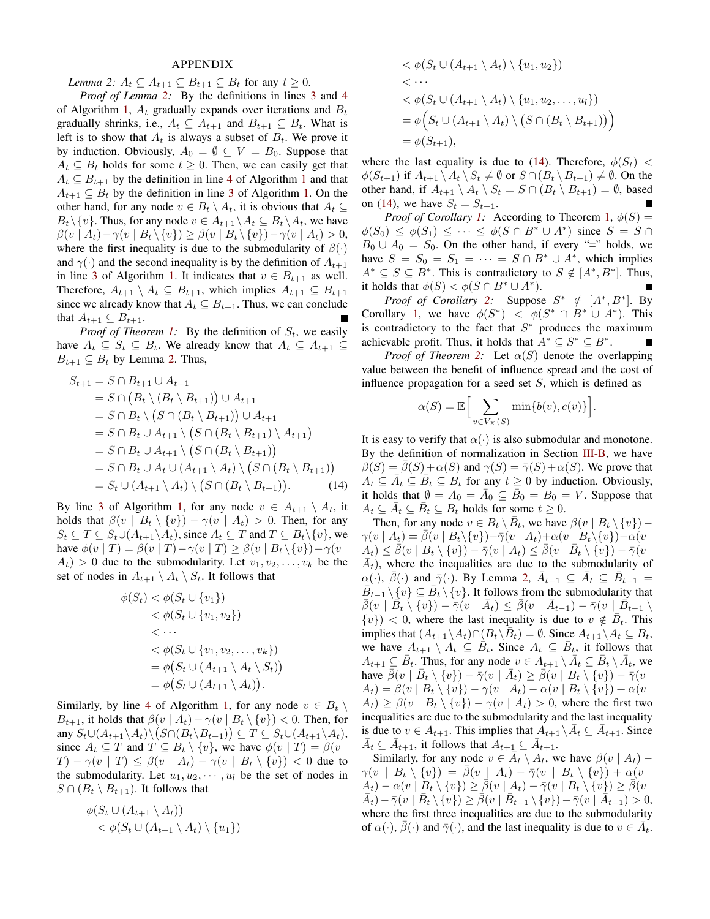## APPENDIX

*Lemma 2:* $A_t \subseteq A_{t+1} \subseteq B_{t+1} \subseteq B_t$ for any $t \geq 0$.

*Proof of Lemma 2:* By the definitions in lines 3 and 4 of Algorithm 1, $A_t$ gradually expands over iterations and $B_t$ gradually shrinks, i.e., $A_t \subseteq A_{t+1}$ and $B_{t+1} \subseteq B_t$. What is left is to show that $A_t$ is always a subset of $B_t$. We prove it by induction. Obviously, $A_0 = \emptyset \subseteq V = B_0$. Suppose that $A_t \subseteq B_t$ holds for some $t \geq 0$. Then, we can easily get that $A_t \subseteq B_{t+1}$ by the definition in line 4 of Algorithm 1 and that $A_{t+1} \subseteq B_t$ by the definition in line 3 of Algorithm 1. On the other hand, for any node $v \in B_t \setminus A_t$, it is obvious that $A_t \subseteq B_t \setminus \{v\}$. Thus, for any node $v \in A_{t+1} \setminus A_t \subseteq B_t \setminus A_t$, we have $\beta(v \mid A_t) - \gamma(v \mid B_t \setminus \{v\}) \geq \beta(v \mid B_t \setminus \{v\}) - \gamma(v \mid A_t) > 0$, where the first inequality is due to the submodularity of $\beta(\cdot)$ and $\gamma(\cdot)$ and the second inequality is by the definition of $A_{t+1}$ in line 3 of Algorithm 1. It indicates that $v \in B_{t+1}$ as well. Therefore, $A_{t+1} \setminus A_t \subseteq B_{t+1}$, which implies $A_{t+1} \subseteq B_{t+1}$ since we already know that $A_t \subseteq B_{t+1}$. Thus, we can conclude that $A_{t+1} \subseteq B_{t+1}$. ∎

*Proof of Theorem 1:* By the definition of $S_t$, we easily have $A_t \subseteq S_t \subseteq B_t$. We already know that $A_t \subseteq A_{t+1} \subseteq B_{t+1} \subseteq B_t$ by Lemma 2. Thus,

$$
\begin{aligned}
S_{t+1} &= S \cap B_{t+1} \cup A_{t+1} \\
&= S \cap \big(B_t \setminus (B_t \setminus B_{t+1})\big) \cup A_{t+1} \\
&= S \cap B_t \setminus \big(S \cap (B_t \setminus B_{t+1})\big) \cup A_{t+1} \\
&= S \cap B_t \cup A_{t+1} \setminus \big(S \cap (B_t \setminus B_{t+1}) \setminus A_{t+1}\big) \\
&= S \cap B_t \cup A_{t+1} \setminus \big(S \cap (B_t \setminus B_{t+1})\big) \\
&= S \cap B_t \cup A_t \cup (A_{t+1} \setminus A_t) \setminus \big(S \cap (B_t \setminus B_{t+1})\big) \\
&= S_t \cup (A_{t+1} \setminus A_t) \setminus \big(S \cap (B_t \setminus B_{t+1})\big). \qquad (14)
\end{aligned}
$$

By line 3 of Algorithm 1, for any node $v \in A_{t+1} \setminus A_t$, it holds that $\beta(v \mid B_t \setminus \{v\}) - \gamma(v \mid A_t) > 0$. Then, for any $S_t \subseteq T \subseteq S_t \cup (A_{t+1} \setminus A_t)$, since $A_t \subseteq T$ and $T \subseteq B_t \setminus \{v\}$, we have $\phi(v \mid T) = \beta(v \mid T) - \gamma(v \mid T) \geq \beta(v \mid B_t \setminus \{v\}) - \gamma(v \mid A_t) > 0$ due to the submodularity. Let $v_1, v_2, \ldots, v_k$ be the set of nodes in $A_{t+1} \setminus A_t \setminus S_t$. It follows that

$$
\begin{aligned}
\phi(S_t) &< \phi(S_t \cup \{v_1\}) \\
&< \phi(S_t \cup \{v_1, v_2\}) \\
&< \cdots \\
&< \phi(S_t \cup \{v_1, v_2, \ldots, v_k\}) \\
&= \phi\big(S_t \cup (A_{t+1} \setminus A_t \setminus S_t)\big) \\
&= \phi\big(S_t \cup (A_{t+1} \setminus A_t)\big).
\end{aligned}
$$

Similarly, by line 4 of Algorithm 1, for any node $v \in B_t \setminus B_{t+1}$, it holds that $\beta(v \mid A_t) - \gamma(v \mid B_t \setminus \{v\}) < 0$. Then, for any $S_t \cup (A_{t+1} \setminus A_t) \setminus \big(S \cap (B_t \setminus B_{t+1})\big) \subseteq T \subseteq S_t \cup (A_{t+1} \setminus A_t)$, since $A_t \subseteq T$ and $T \subseteq B_t \setminus \{v\}$, we have $\phi(v \mid T) = \beta(v \mid T) - \gamma(v \mid T) \leq \beta(v \mid A_t) - \gamma(v \mid B_t \setminus \{v\}) < 0$ due to the submodularity. Let $u_1, u_2, \cdots, u_l$ be the set of nodes in $S \cap (B_t \setminus B_{t+1})$. It follows that

$$
\begin{aligned}
&\phi(S_t \cup (A_{t+1} \setminus A_t)) \\
&< \phi(S_t \cup (A_{t+1} \setminus A_t) \setminus \{u_1\}) \\
&< \phi(S_t \cup (A_{t+1} \setminus A_t) \setminus \{u_1, u_2\}) \\
&< \cdots \\
&< \phi(S_t \cup (A_{t+1} \setminus A_t) \setminus \{u_1, u_2, \ldots, u_l\}) \\
&= \phi\Big(S_t \cup (A_{t+1} \setminus A_t) \setminus \big(S \cap (B_t \setminus B_{t+1})\big)\Big) \\
&= \phi(S_{t+1}),
\end{aligned}
$$

where the last equality is due to (14). Therefore, $\phi(S_t) < \phi(S_{t+1})$ if $A_{t+1} \setminus A_t \setminus S_t \neq \emptyset$ or $S \cap (B_t \setminus B_{t+1}) \neq \emptyset$. On the other hand, if $A_{t+1} \setminus A_t \setminus S_t = S \cap (B_t \setminus B_{t+1}) = \emptyset$, based on (14), we have $S_t = S_{t+1}$. ∎

*Proof of Corollary 1:* According to Theorem 1, $\phi(S) = \phi(S_0) \leq \phi(S_1) \leq \cdots \leq \phi(S \cap B^* \cup A^*)$ since $S = S \cap B_0 \cup A_0 = S_0$. On the other hand, if every "=" holds, we have $S = S_0 = S_1 = \cdots = S \cap B^* \cup A^*$, which implies $A^* \subseteq S \subseteq B^*$. This is contradictory to $S \notin [A^*, B^*]$. Thus, it holds that $\phi(S) < \phi(S \cap B^* \cup A^*)$. ∎

*Proof of Corollary 2:* Suppose $S^* \notin [A^*, B^*]$. By Corollary 1, we have $\phi(S^*) < \phi(S^* \cap B^* \cup A^*)$. This is contradictory to the fact that $S^*$ produces the maximum achievable profit. Thus, it holds that $A^* \subseteq S^* \subseteq B^*$. ∎

*Proof of Theorem 2:* Let $\alpha(S)$ denote the overlapping value between the benefit of influence spread and the cost of influence propagation for a seed set $S$, which is defined as

$$
\alpha(S) = \mathbb{E}\Big[\sum_{v \in V_X(S)} \min\{b(v), c(v)\}\Big].
$$

It is easy to verify that $\alpha(\cdot)$ is also submodular and monotone. By the definition of normalization in Section III-B, we have $\beta(S) = \bar{\beta}(S) + \alpha(S)$ and $\gamma(S) = \bar{\gamma}(S) + \alpha(S)$. We prove that $A_t \subseteq \bar{A}_t \subseteq \bar{B}_t \subseteq B_t$ for any $t \geq 0$ by induction. Obviously, it holds that $\emptyset = A_0 = \bar{A}_0 \subseteq \bar{B}_0 = B_0 = V$. Suppose that $A_t \subseteq \bar{A}_t \subseteq \bar{B}_t \subseteq B_t$ holds for some $t \geq 0$.

Then, for any node $v \in B_t \setminus \bar{B}_t$, we have $\beta(v \mid B_t \setminus \{v\}) - \gamma(v \mid A_t) = \bar{\beta}(v \mid B_t \setminus \{v\}) - \bar{\gamma}(v \mid A_t) + \alpha(v \mid B_t \setminus \{v\}) - \alpha(v \mid A_t) \leq \bar{\beta}(v \mid B_t \setminus \{v\}) - \bar{\gamma}(v \mid A_t) \leq \bar{\beta}(v \mid \bar{B}_t \setminus \{v\}) - \bar{\gamma}(v \mid \bar{A}_t)$, where the inequalities are due to the submodularity of $\alpha(\cdot)$, $\bar{\beta}(\cdot)$ and $\bar{\gamma}(\cdot)$. By Lemma 2, $\bar{A}_{t-1} \subseteq \bar{A}_t \subseteq \bar{B}_{t-1} = \bar{B}_{t-1} \setminus \{v\} \subseteq \bar{B}_t \setminus \{v\}$. It follows from the submodularity that $\bar{\beta}(v \mid \bar{B}_t \setminus \{v\}) - \bar{\gamma}(v \mid \bar{A}_t) \leq \bar{\beta}(v \mid \bar{A}_{t-1}) - \bar{\gamma}(v \mid \bar{B}_{t-1} \setminus \{v\}) < 0$, where the last inequality is due to $v \notin \bar{B}_t$. This implies that $(A_{t+1} \setminus A_t) \cap (B_t \setminus \bar{B}_t) = \emptyset$. Since $A_{t+1} \setminus A_t \subseteq B_t$, we have $A_{t+1} \setminus A_t \subseteq \bar{B}_t$. Since $A_t \subseteq \bar{B}_t$, it follows that $A_{t+1} \subseteq \bar{B}_t$. Thus, for any node $v \in A_{t+1} \setminus \bar{A}_t \subseteq \bar{B}_t \setminus \bar{A}_t$, we have $\bar{\beta}(v \mid \bar{B}_t \setminus \{v\}) - \bar{\gamma}(v \mid \bar{A}_t) \geq \bar{\beta}(v \mid B_t \setminus \{v\}) - \bar{\gamma}(v \mid A_t) = \beta(v \mid B_t \setminus \{v\}) - \gamma(v \mid A_t) - \alpha(v \mid B_t \setminus \{v\}) + \alpha(v \mid A_t) \geq \beta(v \mid B_t \setminus \{v\}) - \gamma(v \mid A_t) > 0$, where the first two inequalities are due to the submodularity and the last inequality is due to $v \in A_{t+1}$. This implies that $A_{t+1} \setminus \bar{A}_t \subseteq \bar{A}_{t+1}$. Since $\bar{A}_t \subseteq \bar{A}_{t+1}$, it follows that $A_{t+1} \subseteq \bar{A}_{t+1}$.

Similarly, for any node $v \in \bar{A}_t \setminus A_t$, we have $\beta(v \mid A_t) - \gamma(v \mid B_t \setminus \{v\}) = \bar{\beta}(v \mid A_t) - \bar{\gamma}(v \mid B_t \setminus \{v\}) + \alpha(v \mid A_t) - \alpha(v \mid B_t \setminus \{v\}) \geq \bar{\beta}(v \mid A_t) - \bar{\gamma}(v \mid B_t \setminus \{v\}) \geq \bar{\beta}(v \mid \bar{A}_t) - \bar{\gamma}(v \mid \bar{B}_t \setminus \{v\}) \geq \bar{\beta}(v \mid \bar{B}_{t-1} \setminus \{v\}) - \bar{\gamma}(v \mid \bar{A}_{t-1}) > 0$, where the first three inequalities are due to the submodularity of $\alpha(\cdot)$, $\bar{\beta}(\cdot)$ and $\bar{\gamma}(\cdot)$, and the last inequality is due to $v \in \bar{A}_t$.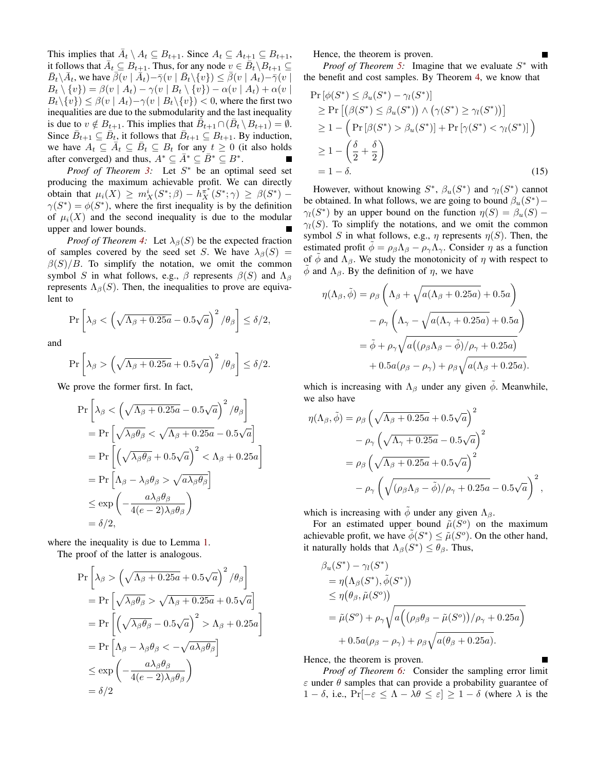This implies that $\bar{A}_t \setminus A_t \subseteq B_{t+1}$. Since $A_t \subseteq A_{t+1} \subseteq B_{t+1}$, it follows that $\bar{A}_t \subseteq B_{t+1}$. Thus, for any node $v \in \bar{B}_t \setminus B_{t+1} \subseteq \bar{B}_t \setminus \bar{A}_t$, we have $\bar{\beta}(v \mid \bar{A}_t) - \bar{\gamma}(v \mid \bar{B}_t \setminus \{v\}) \le \bar{\beta}(v \mid A_t) - \bar{\gamma}(v \mid B_t \setminus \{v\}) = \beta(v \mid A_t) - \gamma(v \mid B_t \setminus \{v\}) - \alpha(v \mid A_t) + \alpha(v \mid B_t \setminus \{v\}) \le \beta(v \mid A_t) - \gamma(v \mid B_t \setminus \{v\}) < 0$, where the first two inequalities are due to the submodularity and the last inequality is due to $v \notin B_{t+1}$. This implies that $\bar{B}_{t+1} \cap (\bar{B}_t \setminus B_{t+1}) = \emptyset$. Since $\bar{B}_{t+1} \subseteq \bar{B}_t$, it follows that $\bar{B}_{t+1} \subseteq B_{t+1}$. By induction, we have $A_t \subseteq \bar{A}_t \subseteq \bar{B}_t \subseteq B_t$ for any $t \ge 0$ (it also holds after converged) and thus, $A^* \subseteq \bar{A}^* \subseteq \bar{B}^* \subseteq B^*$. ■

*Proof of Theorem 3:* Let $S^*$ be an optimal seed set producing the maximum achievable profit. We can directly obtain that $\mu_i(X) \ge m_X^i(S^*;\beta) - h_X^{\pi^*}(S^*;\gamma) \ge \beta(S^*) - \gamma(S^*) = \phi(S^*)$, where the first inequality is by the definition of $\mu_i(X)$ and the second inequality is due to the modular upper and lower bounds. ■

*Proof of Theorem 4:* Let $\lambda_\beta(S)$ be the expected fraction of samples covered by the seed set $S$. We have $\lambda_\beta(S) = \beta(S)/B$. To simplify the notation, we omit the common symbol $S$ in what follows, e.g., $\beta$ represents $\beta(S)$ and $\Lambda_\beta$ represents $\Lambda_\beta(S)$. Then, the inequalities to prove are equivalent to

$$\Pr\left[\lambda_\beta < \left(\sqrt{\Lambda_\beta + 0.25a} - 0.5\sqrt{a}\right)^2/\theta_\beta\right] \le \delta/2,$$

and

$$\Pr\left[\lambda_\beta > \left(\sqrt{\Lambda_\beta + 0.25a} + 0.5\sqrt{a}\right)^2/\theta_\beta\right] \le \delta/2.$$

We prove the former first. In fact,

$$\begin{aligned}
&\Pr\left[\lambda_\beta < \left(\sqrt{\Lambda_\beta + 0.25a} - 0.5\sqrt{a}\right)^2/\theta_\beta\right] \\
&= \Pr\left[\sqrt{\lambda_\beta\theta_\beta} < \sqrt{\Lambda_\beta + 0.25a} - 0.5\sqrt{a}\right] \\
&= \Pr\left[\left(\sqrt{\lambda_\beta\theta_\beta} + 0.5\sqrt{a}\right)^2 < \Lambda_\beta + 0.25a\right] \\
&= \Pr\left[\Lambda_\beta - \lambda_\beta\theta_\beta > \sqrt{a\lambda_\beta\theta_\beta}\right] \\
&\le \exp\left(-\frac{a\lambda_\beta\theta_\beta}{4(e-2)\lambda_\beta\theta_\beta}\right) \\
&= \delta/2,
\end{aligned}$$

where the inequality is due to Lemma 1.

The proof of the latter is analogous.

$$\begin{aligned}
&\Pr\left[\lambda_\beta > \left(\sqrt{\Lambda_\beta + 0.25a} + 0.5\sqrt{a}\right)^2/\theta_\beta\right] \\
&= \Pr\left[\sqrt{\lambda_\beta\theta_\beta} > \sqrt{\Lambda_\beta + 0.25a} + 0.5\sqrt{a}\right] \\
&= \Pr\left[\left(\sqrt{\lambda_\beta\theta_\beta} - 0.5\sqrt{a}\right)^2 > \Lambda_\beta + 0.25a\right] \\
&= \Pr\left[\Lambda_\beta - \lambda_\beta\theta_\beta < -\sqrt{a\lambda_\beta\theta_\beta}\right] \\
&\le \exp\left(-\frac{a\lambda_\beta\theta_\beta}{4(e-2)\lambda_\beta\theta_\beta}\right) \\
&= \delta/2
\end{aligned}$$

Hence, the theorem is proven. ■

*Proof of Theorem 5:* Imagine that we evaluate $S^*$ with the benefit and cost samples. By Theorem 4, we know that

$$\begin{aligned}
&\Pr\left[\phi(S^*) \le \beta_u(S^*) - \gamma_l(S^*)\right] \\
&\ge \Pr\left[\big(\beta(S^*) \le \beta_u(S^*)\big) \wedge \big(\gamma(S^*) \ge \gamma_l(S^*)\big)\right] \\
&\ge 1 - \Big(\Pr\left[\beta(S^*) > \beta_u(S^*)\right] + \Pr\left[\gamma(S^*) < \gamma_l(S^*)\right]\Big) \\
&\ge 1 - \left(\frac{\delta}{2} + \frac{\delta}{2}\right) \\
&= 1 - \delta. \qquad (15)
\end{aligned}$$

However, without knowing $S^*$, $\beta_u(S^*)$ and $\gamma_l(S^*)$ cannot be obtained. In what follows, we are going to bound $\beta_u(S^*) - \gamma_l(S^*)$ by an upper bound on the function $\eta(S) = \beta_u(S) - \gamma_l(S)$. To simplify the notations, and we omit the common symbol $S$ in what follows, e.g., $\eta$ represents $\eta(S)$. Then, the estimated profit $\tilde{\phi} = \rho_\beta\Lambda_\beta - \rho_\gamma\Lambda_\gamma$. Consider $\eta$ as a function of $\tilde{\phi}$ and $\Lambda_\beta$. We study the monotonicity of $\eta$ with respect to $\tilde{\phi}$ and $\Lambda_\beta$. By the definition of $\eta$, we have

$$\begin{aligned}
\eta(\Lambda_\beta, \tilde{\phi}) &= \rho_\beta\left(\Lambda_\beta + \sqrt{a(\Lambda_\beta + 0.25a)} + 0.5a\right) \\
&\quad - \rho_\gamma\left(\Lambda_\gamma - \sqrt{a(\Lambda_\gamma + 0.25a)} + 0.5a\right) \\
&= \tilde{\phi} + \rho_\gamma\sqrt{a\big((\rho_\beta\Lambda_\beta - \tilde{\phi})/\rho_\gamma + 0.25a\big)} \\
&\quad + 0.5a(\rho_\beta - \rho_\gamma) + \rho_\beta\sqrt{a(\Lambda_\beta + 0.25a)}.
\end{aligned}$$

which is increasing with $\Lambda_\beta$ under any given $\tilde{\phi}$. Meanwhile, we also have

$$\begin{aligned}
\eta(\Lambda_\beta, \tilde{\phi}) &= \rho_\beta\left(\sqrt{\Lambda_\beta + 0.25a} + 0.5\sqrt{a}\right)^2 \\
&\quad - \rho_\gamma\left(\sqrt{\Lambda_\gamma + 0.25a} - 0.5\sqrt{a}\right)^2 \\
&= \rho_\beta\left(\sqrt{\Lambda_\beta + 0.25a} + 0.5\sqrt{a}\right)^2 \\
&\quad - \rho_\gamma\left(\sqrt{(\rho_\beta\Lambda_\beta - \tilde{\phi})/\rho_\gamma + 0.25a} - 0.5\sqrt{a}\right)^2,
\end{aligned}$$

which is increasing with $\tilde{\phi}$ under any given $\Lambda_\beta$.

For an estimated upper bound $\tilde{\mu}(S^o)$ on the maximum achievable profit, we have $\tilde{\phi}(S^*) \le \tilde{\mu}(S^o)$. On the other hand, it naturally holds that $\Lambda_\beta(S^*) \le \theta_\beta$. Thus,

$$\begin{aligned}
&\beta_u(S^*) - \gamma_l(S^*) \\
&= \eta\big(\Lambda_\beta(S^*), \tilde{\phi}(S^*)\big) \\
&\le \eta\big(\theta_\beta, \tilde{\mu}(S^o)\big) \\
&= \tilde{\mu}(S^o) + \rho_\gamma\sqrt{a\Big(\big(\rho_\beta\theta_\beta - \tilde{\mu}(S^o)\big)/\rho_\gamma + 0.25a\Big)} \\
&\quad + 0.5a(\rho_\beta - \rho_\gamma) + \rho_\beta\sqrt{a(\theta_\beta + 0.25a)}.
\end{aligned}$$

Hence, the theorem is proven. ■

*Proof of Theorem 6:* Consider the sampling error limit $\varepsilon$ under $\theta$ samples that can provide a probability guarantee of $1-\delta$, i.e., $\Pr[-\varepsilon \le \Lambda - \lambda\theta \le \varepsilon] \ge 1 - \delta$ (where $\lambda$ is the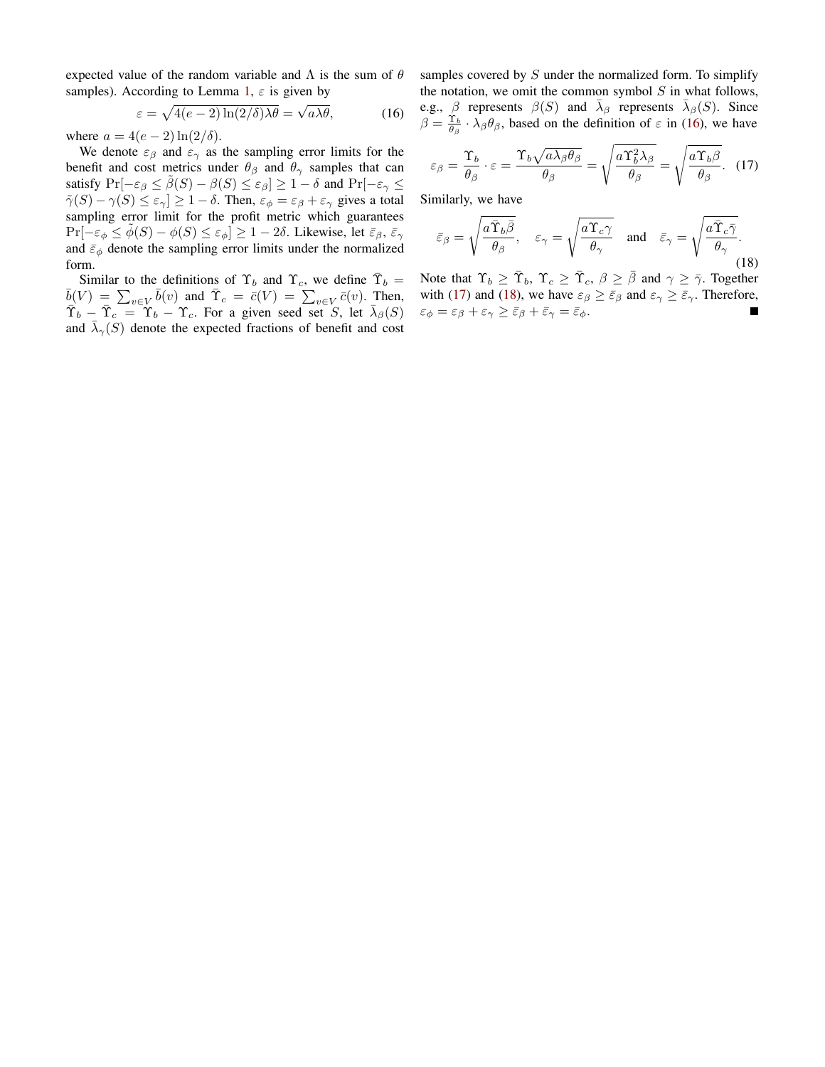expected value of the random variable and $\Lambda$ is the sum of $\theta$ samples). According to Lemma 1, $\varepsilon$ is given by

$$\varepsilon = \sqrt{4(e-2)\ln(2/\delta)\lambda\theta} = \sqrt{a\lambda\theta}, \tag{16}$$

where $a = 4(e-2)\ln(2/\delta)$.

We denote $\varepsilon_\beta$ and $\varepsilon_\gamma$ as the sampling error limits for the benefit and cost metrics under $\theta_\beta$ and $\theta_\gamma$ samples that can satisfy $\Pr[-\varepsilon_\beta \leq \tilde{\beta}(S) - \beta(S) \leq \varepsilon_\beta] \geq 1-\delta$ and $\Pr[-\varepsilon_\gamma \leq \tilde{\gamma}(S) - \gamma(S) \leq \varepsilon_\gamma] \geq 1-\delta$. Then, $\varepsilon_\phi = \varepsilon_\beta + \varepsilon_\gamma$ gives a total sampling error limit for the profit metric which guarantees $\Pr[-\varepsilon_\phi \leq \tilde{\phi}(S) - \phi(S) \leq \varepsilon_\phi] \geq 1-2\delta$. Likewise, let $\bar{\varepsilon}_\beta$, $\bar{\varepsilon}_\gamma$ and $\bar{\varepsilon}_\phi$ denote the sampling error limits under the normalized form.

Similar to the definitions of $\Upsilon_b$ and $\Upsilon_c$, we define $\bar{\Upsilon}_b = \bar{b}(V) = \sum_{v\in V}\bar{b}(v)$ and $\bar{\Upsilon}_c = \bar{c}(V) = \sum_{v\in V}\bar{c}(v)$. Then, $\bar{\Upsilon}_b - \bar{\Upsilon}_c = \Upsilon_b - \Upsilon_c$. For a given seed set $S$, let $\bar{\lambda}_\beta(S)$ and $\bar{\lambda}_\gamma(S)$ denote the expected fractions of benefit and cost samples covered by $S$ under the normalized form. To simplify the notation, we omit the common symbol $S$ in what follows, e.g., $\beta$ represents $\beta(S)$ and $\bar{\lambda}_\beta$ represents $\bar{\lambda}_\beta(S)$. Since $\beta = \frac{\Upsilon_b}{\theta_\beta}\cdot\lambda_\beta\theta_\beta$, based on the definition of $\varepsilon$ in (16), we have

$$\varepsilon_\beta = \frac{\Upsilon_b}{\theta_\beta}\cdot\varepsilon = \frac{\Upsilon_b\sqrt{a\lambda_\beta\theta_\beta}}{\theta_\beta} = \sqrt{\frac{a\Upsilon_b^2\lambda_\beta}{\theta_\beta}} = \sqrt{\frac{a\Upsilon_b\beta}{\theta_\beta}}. \tag{17}$$

Similarly, we have

$$\bar{\varepsilon}_\beta = \sqrt{\frac{a\bar{\Upsilon}_b\bar{\beta}}{\theta_\beta}}, \quad \varepsilon_\gamma = \sqrt{\frac{a\Upsilon_c\gamma}{\theta_\gamma}} \quad \text{and} \quad \bar{\varepsilon}_\gamma = \sqrt{\frac{a\bar{\Upsilon}_c\bar{\gamma}}{\theta_\gamma}}. \tag{18}$$

Note that $\Upsilon_b \geq \bar{\Upsilon}_b$, $\Upsilon_c \geq \bar{\Upsilon}_c$, $\beta \geq \bar{\beta}$ and $\gamma \geq \bar{\gamma}$. Together with (17) and (18), we have $\varepsilon_\beta \geq \bar{\varepsilon}_\beta$ and $\varepsilon_\gamma \geq \bar{\varepsilon}_\gamma$. Therefore, $\varepsilon_\phi = \varepsilon_\beta + \varepsilon_\gamma \geq \bar{\varepsilon}_\beta + \bar{\varepsilon}_\gamma = \bar{\varepsilon}_\phi$. ■